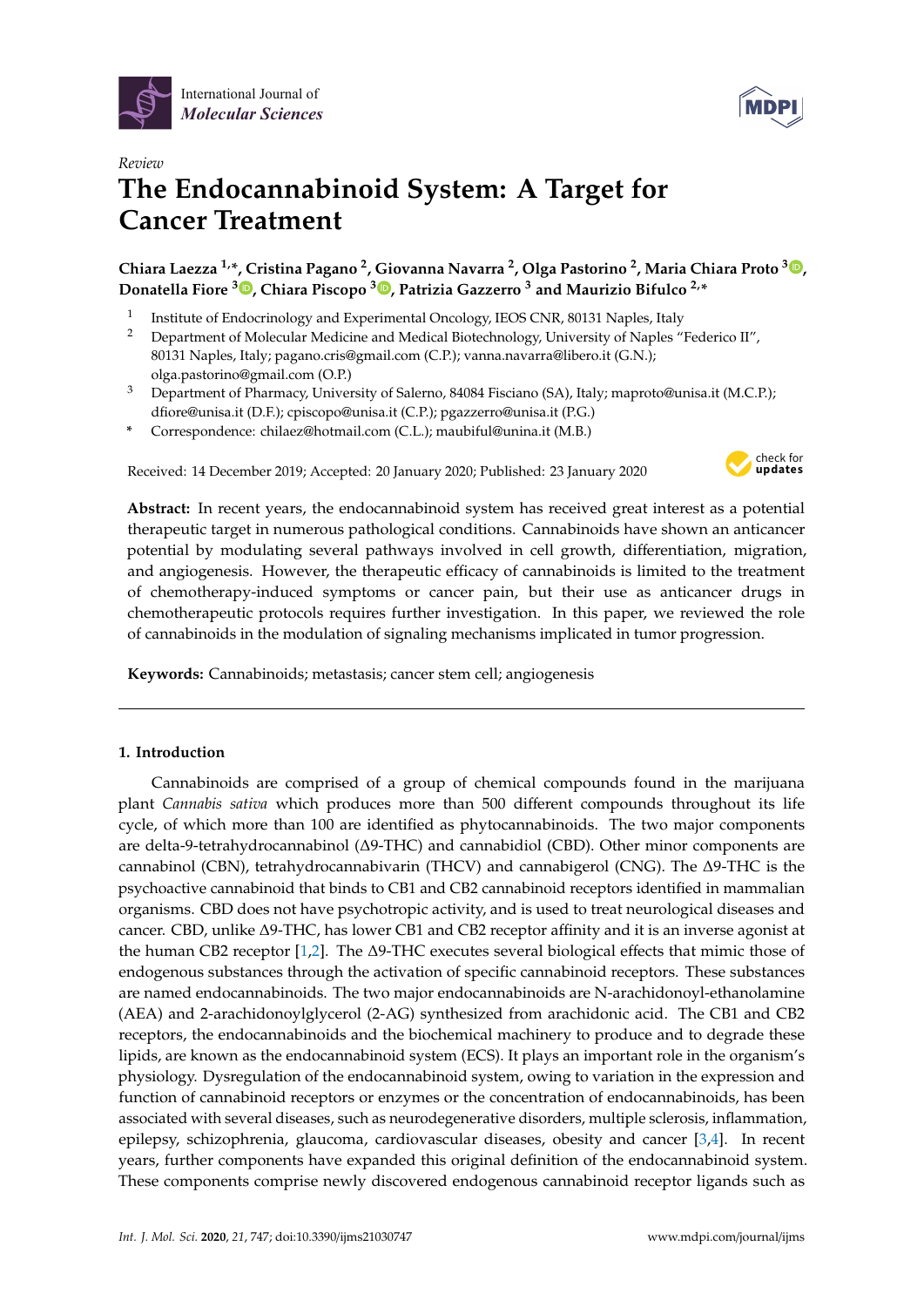Review

# The Endocannabinoid System: A Target for Cancer Treatment

**Chiara Laezza [1,*], Cristina Pagano [2], Giovanna Navarra [2], Olga Pastorino [2], Maria Chiara Proto [3], Donatella Fiore [3], Chiara Piscopo [3], Patrizia Gazzerro [3] and Maurizio Bifulco [2,*]**

[1] Institute of Endocrinology and Experimental Oncology, IEOS CNR, 80131 Naples, Italy
[2] Department of Molecular Medicine and Medical Biotechnology, University of Naples "Federico II", 80131 Naples, Italy; pagano.cris@gmail.com (C.P.); vanna.navarra@libero.it (G.N.); olga.pastorino@gmail.com (O.P.)
[3] Department of Pharmacy, University of Salerno, 84084 Fisciano (SA), Italy; maproto@unisa.it (M.C.P.); dfiore@unisa.it (D.F.); cpiscopo@unisa.it (C.P.); pgazzerro@unisa.it (P.G.)
* Correspondence: chilaez@hotmail.com (C.L.); maubiful@unina.it (M.B.)

Received: 14 December 2019; Accepted: 20 January 2020; Published: 23 January 2020

**Abstract:** In recent years, the endocannabinoid system has received great interest as a potential therapeutic target in numerous pathological conditions. Cannabinoids have shown an anticancer potential by modulating several pathways involved in cell growth, differentiation, migration, and angiogenesis. However, the therapeutic efficacy of cannabinoids is limited to the treatment of chemotherapy-induced symptoms or cancer pain, but their use as anticancer drugs in chemotherapeutic protocols requires further investigation. In this paper, we reviewed the role of cannabinoids in the modulation of signaling mechanisms implicated in tumor progression.

**Keywords:** Cannabinoids; metastasis; cancer stem cell; angiogenesis

## 1. Introduction

Cannabinoids are comprised of a group of chemical compounds found in the marijuana plant *Cannabis sativa* which produces more than 500 different compounds throughout its life cycle, of which more than 100 are identified as phytocannabinoids. The two major components are delta-9-tetrahydrocannabinol (Δ9-THC) and cannabidiol (CBD). Other minor components are cannabinol (CBN), tetrahydrocannabivarin (THCV) and cannabigerol (CNG). The Δ9-THC is the psychoactive cannabinoid that binds to CB1 and CB2 cannabinoid receptors identified in mammalian organisms. CBD does not have psychotropic activity, and is used to treat neurological diseases and cancer. CBD, unlike Δ9-THC, has lower CB1 and CB2 receptor affinity and it is an inverse agonist at the human CB2 receptor [1,2]. The Δ9-THC executes several biological effects that mimic those of endogenous substances through the activation of specific cannabinoid receptors. These substances are named endocannabinoids. The two major endocannabinoids are N-arachidonoyl-ethanolamine (AEA) and 2-arachidonoylglycerol (2-AG) synthesized from arachidonic acid. The CB1 and CB2 receptors, the endocannabinoids and the biochemical machinery to produce and to degrade these lipids, are known as the endocannabinoid system (ECS). It plays an important role in the organism's physiology. Dysregulation of the endocannabinoid system, owing to variation in the expression and function of cannabinoid receptors or enzymes or the concentration of endocannabinoids, has been associated with several diseases, such as neurodegenerative disorders, multiple sclerosis, inflammation, epilepsy, schizophrenia, glaucoma, cardiovascular diseases, obesity and cancer [3,4]. In recent years, further components have expanded this original definition of the endocannabinoid system. These components comprise newly discovered endogenous cannabinoid receptor ligands such as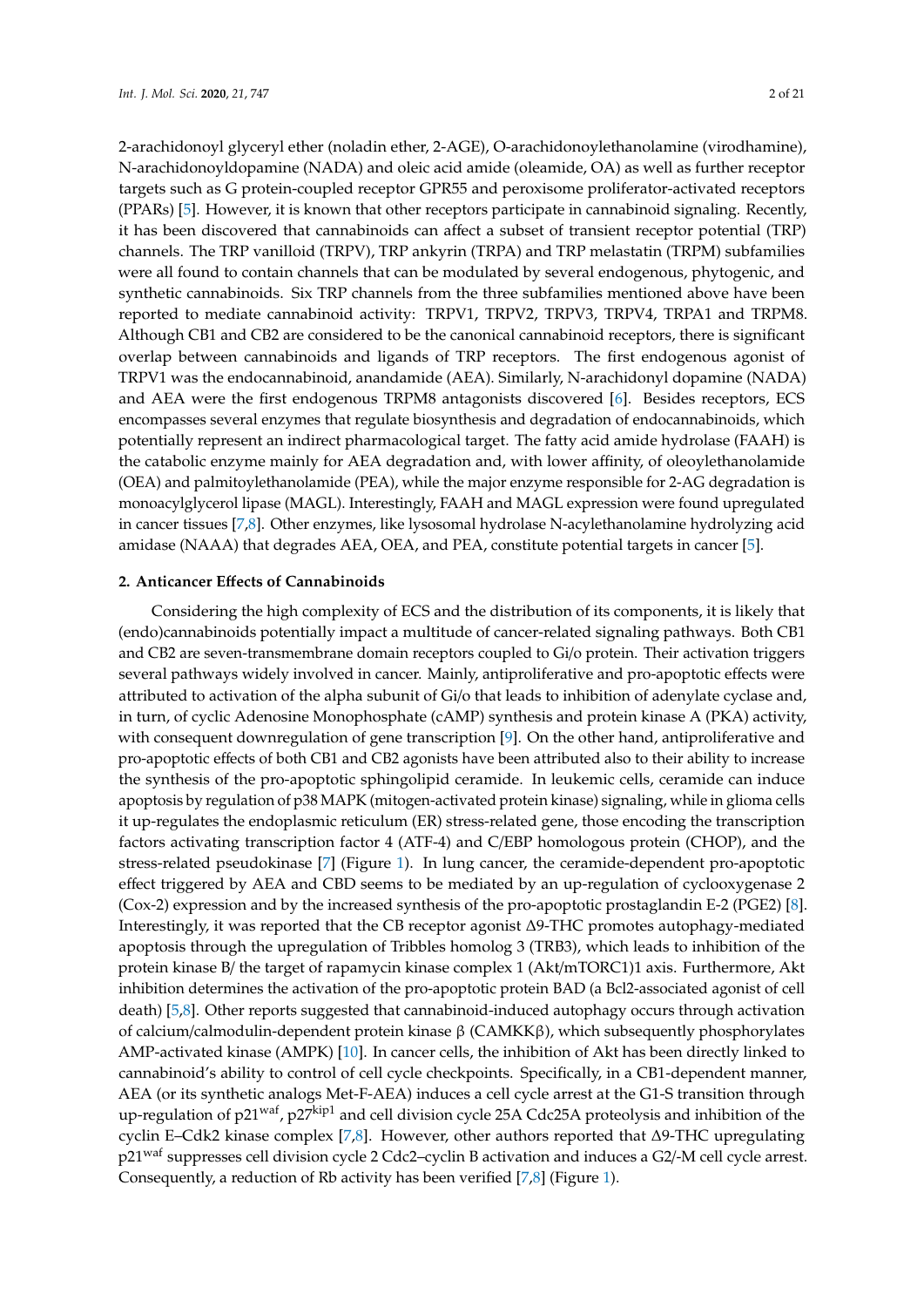2-arachidonoyl glyceryl ether (noladin ether, 2-AGE), O-arachidonoylethanolamine (virodhamine), N-arachidonoyldopamine (NADA) and oleic acid amide (oleamide, OA) as well as further receptor targets such as G protein-coupled receptor GPR55 and peroxisome proliferator-activated receptors (PPARs) [5]. However, it is known that other receptors participate in cannabinoid signaling. Recently, it has been discovered that cannabinoids can affect a subset of transient receptor potential (TRP) channels. The TRP vanilloid (TRPV), TRP ankyrin (TRPA) and TRP melastatin (TRPM) subfamilies were all found to contain channels that can be modulated by several endogenous, phytogenic, and synthetic cannabinoids. Six TRP channels from the three subfamilies mentioned above have been reported to mediate cannabinoid activity: TRPV1, TRPV2, TRPV3, TRPV4, TRPA1 and TRPM8. Although CB1 and CB2 are considered to be the canonical cannabinoid receptors, there is significant overlap between cannabinoids and ligands of TRP receptors. The first endogenous agonist of TRPV1 was the endocannabinoid, anandamide (AEA). Similarly, N-arachidonyl dopamine (NADA) and AEA were the first endogenous TRPM8 antagonists discovered [6]. Besides receptors, ECS encompasses several enzymes that regulate biosynthesis and degradation of endocannabinoids, which potentially represent an indirect pharmacological target. The fatty acid amide hydrolase (FAAH) is the catabolic enzyme mainly for AEA degradation and, with lower affinity, of oleoylethanolamide (OEA) and palmitoylethanolamide (PEA), while the major enzyme responsible for 2-AG degradation is monoacylglycerol lipase (MAGL). Interestingly, FAAH and MAGL expression were found upregulated in cancer tissues [7,8]. Other enzymes, like lysosomal hydrolase N-acylethanolamine hydrolyzing acid amidase (NAAA) that degrades AEA, OEA, and PEA, constitute potential targets in cancer [5].

## 2. Anticancer Effects of Cannabinoids

Considering the high complexity of ECS and the distribution of its components, it is likely that (endo)cannabinoids potentially impact a multitude of cancer-related signaling pathways. Both CB1 and CB2 are seven-transmembrane domain receptors coupled to Gi/o protein. Their activation triggers several pathways widely involved in cancer. Mainly, antiproliferative and pro-apoptotic effects were attributed to activation of the alpha subunit of Gi/o that leads to inhibition of adenylate cyclase and, in turn, of cyclic Adenosine Monophosphate (cAMP) synthesis and protein kinase A (PKA) activity, with consequent downregulation of gene transcription [9]. On the other hand, antiproliferative and pro-apoptotic effects of both CB1 and CB2 agonists have been attributed also to their ability to increase the synthesis of the pro-apoptotic sphingolipid ceramide. In leukemic cells, ceramide can induce apoptosis by regulation of p38 MAPK (mitogen-activated protein kinase) signaling, while in glioma cells it up-regulates the endoplasmic reticulum (ER) stress-related gene, those encoding the transcription factors activating transcription factor 4 (ATF-4) and C/EBP homologous protein (CHOP), and the stress-related pseudokinase [7] (Figure 1). In lung cancer, the ceramide-dependent pro-apoptotic effect triggered by AEA and CBD seems to be mediated by an up-regulation of cyclooxygenase 2 (Cox-2) expression and by the increased synthesis of the pro-apoptotic prostaglandin E-2 (PGE2) [8]. Interestingly, it was reported that the CB receptor agonist Δ9-THC promotes autophagy-mediated apoptosis through the upregulation of Tribbles homolog 3 (TRB3), which leads to inhibition of the protein kinase B/ the target of rapamycin kinase complex 1 (Akt/mTORC1)1 axis. Furthermore, Akt inhibition determines the activation of the pro-apoptotic protein BAD (a Bcl2-associated agonist of cell death) [5,8]. Other reports suggested that cannabinoid-induced autophagy occurs through activation of calcium/calmodulin-dependent protein kinase β (CAMKKβ), which subsequently phosphorylates AMP-activated kinase (AMPK) [10]. In cancer cells, the inhibition of Akt has been directly linked to cannabinoid's ability to control of cell cycle checkpoints. Specifically, in a CB1-dependent manner, AEA (or its synthetic analogs Met-F-AEA) induces a cell cycle arrest at the G1-S transition through up-regulation of $p21^{waf}$, $p27^{kip1}$ and cell division cycle 25A Cdc25A proteolysis and inhibition of the cyclin E–Cdk2 kinase complex [7,8]. However, other authors reported that Δ9-THC upregulating $p21^{waf}$ suppresses cell division cycle 2 Cdc2–cyclin B activation and induces a G2/-M cell cycle arrest. Consequently, a reduction of Rb activity has been verified [7,8] (Figure 1).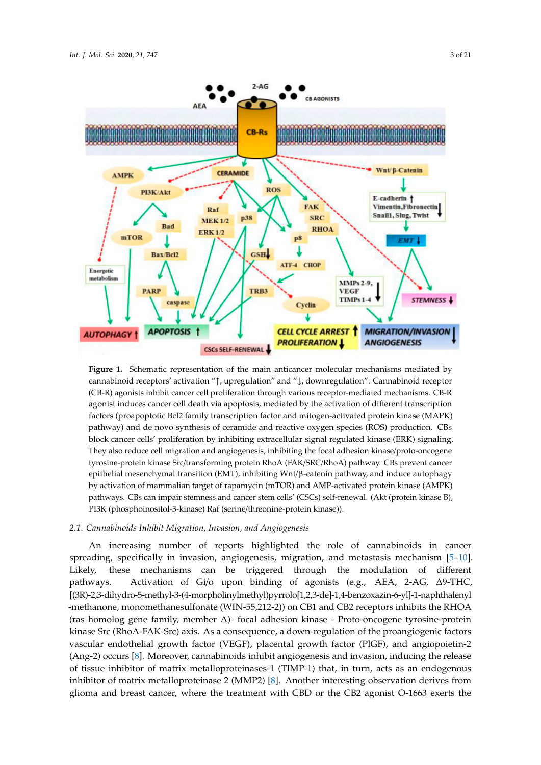2-AG

AEA

CB AGONISTS

CB-Rs

AMPK

CERAMIDE

PI3K/Akt

ROS

FAK

SRC

RHOA

Raf

MEK 1/2

ERK 1/2

p38

Wnt/β-Catenin

E-cadherin ↑

Vimentin,Fibronectin ↓

Snail1, Slug, Twist

EMT ↓

Bad

mTOR

Bax/Bcl2

GSH ↓

p8

ATF-4 CHOP

Energetic metabolism

PARP

caspase

TRB3

Cyclin

MMPs 2-9, VEGF ↓

TIMPs 1-4

STEMNESS ↓

AUTOPHAGY ↑

APOPTOSIS ↑

CSCs SELF-RENEWAL ↓

CELL CYCLE ARREST ↑

PROLIFERATION ↓

MIGRATION/INVASION ↓

ANGIOGENESIS

**Figure 1.** Schematic representation of the main anticancer molecular mechanisms mediated by cannabinoid receptors' activation "↑, upregulation" and "↓, downregulation". Cannabinoid receptor (CB-R) agonists inhibit cancer cell proliferation through various receptor-mediated mechanisms. CB-R agonist induces cancer cell death via apoptosis, mediated by the activation of different transcription factors (proapoptotic Bcl2 family transcription factor and mitogen-activated protein kinase (MAPK) pathway) and de novo synthesis of ceramide and reactive oxygen species (ROS) production. CBs block cancer cells' proliferation by inhibiting extracellular signal regulated kinase (ERK) signaling. They also reduce cell migration and angiogenesis, inhibiting the focal adhesion kinase/proto-oncogene tyrosine-protein kinase Src/transforming protein RhoA (FAK/SRC/RhoA) pathway. CBs prevent cancer epithelial mesenchymal transition (EMT), inhibiting Wnt/β-catenin pathway, and induce autophagy by activation of mammalian target of rapamycin (mTOR) and AMP-activated protein kinase (AMPK) pathways. CBs can impair stemness and cancer stem cells' (CSCs) self-renewal. (Akt (protein kinase B), PI3K (phosphoinositol-3-kinase) Raf (serine/threonine-protein kinase)).

### *2.1. Cannabinoids Inhibit Migration, Invasion, and Angiogenesis*

An increasing number of reports highlighted the role of cannabinoids in cancer spreading, specifically in invasion, angiogenesis, migration, and metastasis mechanism [5–10]. Likely, these mechanisms can be triggered through the modulation of different pathways. Activation of Gi/o upon binding of agonists (e.g., AEA, 2-AG, Δ9-THC, [(3R)-2,3-dihydro-5-methyl-3-(4-morpholinylmethyl)pyrrolo[1,2,3-de]-1,4-benzoxazin-6-yl]-1-naphthalenyl -methanone, monomethanesulfonate (WIN-55,212-2)) on CB1 and CB2 receptors inhibits the RHOA (ras homolog gene family, member A)- focal adhesion kinase - Proto-oncogene tyrosine-protein kinase Src (RhoA-FAK-Src) axis. As a consequence, a down-regulation of the proangiogenic factors vascular endothelial growth factor (VEGF), placental growth factor (PlGF), and angiopoietin-2 (Ang-2) occurs [8]. Moreover, cannabinoids inhibit angiogenesis and invasion, inducing the release of tissue inhibitor of matrix metalloproteinases-1 (TIMP-1) that, in turn, acts as an endogenous inhibitor of matrix metalloproteinase 2 (MMP2) [8]. Another interesting observation derives from glioma and breast cancer, where the treatment with CBD or the CB2 agonist O-1663 exerts the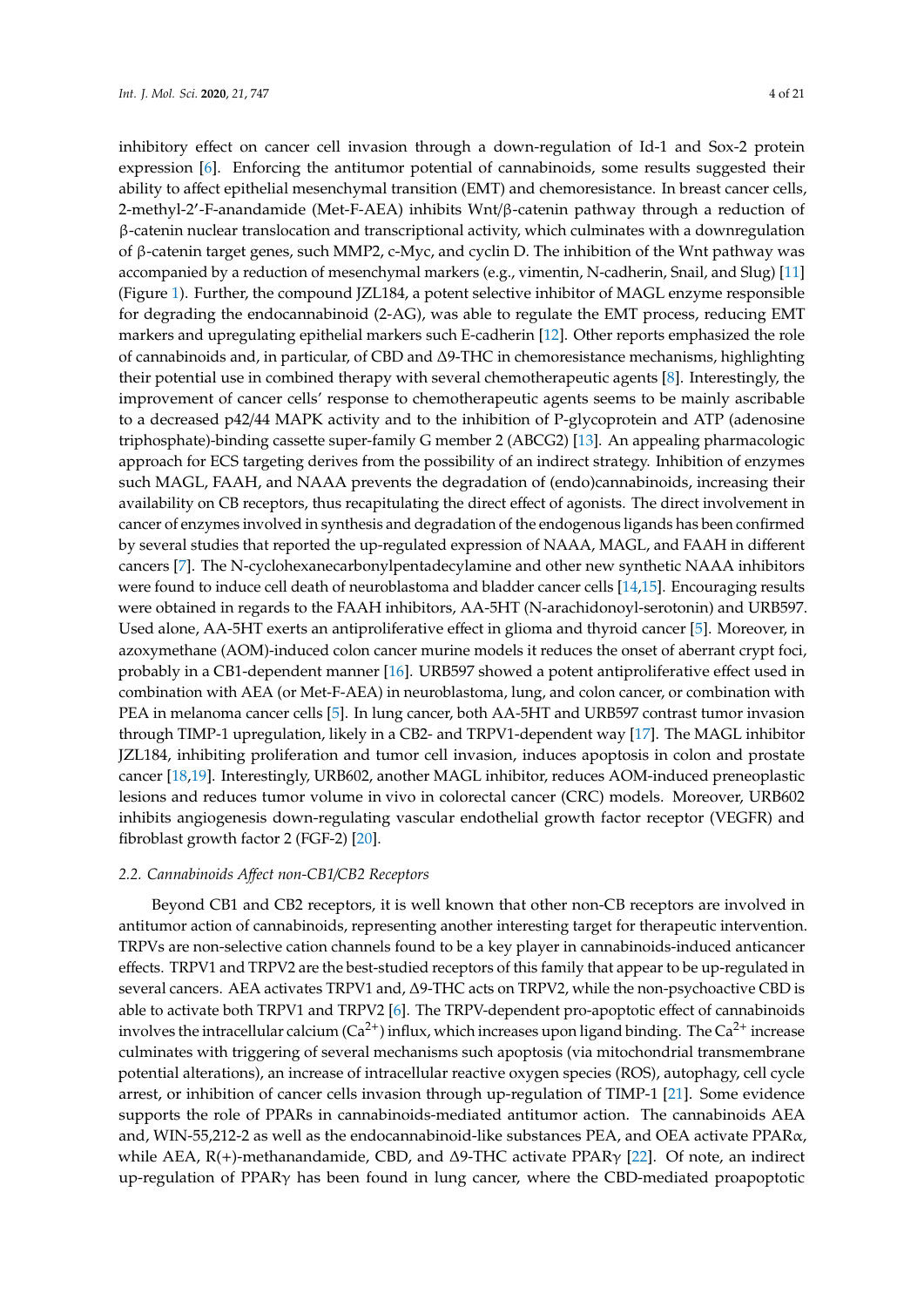inhibitory effect on cancer cell invasion through a down-regulation of Id-1 and Sox-2 protein expression [6]. Enforcing the antitumor potential of cannabinoids, some results suggested their ability to affect epithelial mesenchymal transition (EMT) and chemoresistance. In breast cancer cells, 2-methyl-2′-F-anandamide (Met-F-AEA) inhibits Wnt/β-catenin pathway through a reduction of β-catenin nuclear translocation and transcriptional activity, which culminates with a downregulation of β-catenin target genes, such MMP2, c-Myc, and cyclin D. The inhibition of the Wnt pathway was accompanied by a reduction of mesenchymal markers (e.g., vimentin, N-cadherin, Snail, and Slug) [11] (Figure 1). Further, the compound JZL184, a potent selective inhibitor of MAGL enzyme responsible for degrading the endocannabinoid (2-AG), was able to regulate the EMT process, reducing EMT markers and upregulating epithelial markers such E-cadherin [12]. Other reports emphasized the role of cannabinoids and, in particular, of CBD and Δ9-THC in chemoresistance mechanisms, highlighting their potential use in combined therapy with several chemotherapeutic agents [8]. Interestingly, the improvement of cancer cells' response to chemotherapeutic agents seems to be mainly ascribable to a decreased p42/44 MAPK activity and to the inhibition of P-glycoprotein and ATP (adenosine triphosphate)-binding cassette super-family G member 2 (ABCG2) [13]. An appealing pharmacologic approach for ECS targeting derives from the possibility of an indirect strategy. Inhibition of enzymes such MAGL, FAAH, and NAAA prevents the degradation of (endo)cannabinoids, increasing their availability on CB receptors, thus recapitulating the direct effect of agonists. The direct involvement in cancer of enzymes involved in synthesis and degradation of the endogenous ligands has been confirmed by several studies that reported the up-regulated expression of NAAA, MAGL, and FAAH in different cancers [7]. The N-cyclohexanecarbonylpentadecylamine and other new synthetic NAAA inhibitors were found to induce cell death of neuroblastoma and bladder cancer cells [14,15]. Encouraging results were obtained in regards to the FAAH inhibitors, AA-5HT (N-arachidonoyl-serotonin) and URB597. Used alone, AA-5HT exerts an antiproliferative effect in glioma and thyroid cancer [5]. Moreover, in azoxymethane (AOM)-induced colon cancer murine models it reduces the onset of aberrant crypt foci, probably in a CB1-dependent manner [16]. URB597 showed a potent antiproliferative effect used in combination with AEA (or Met-F-AEA) in neuroblastoma, lung, and colon cancer, or combination with PEA in melanoma cancer cells [5]. In lung cancer, both AA-5HT and URB597 contrast tumor invasion through TIMP-1 upregulation, likely in a CB2- and TRPV1-dependent way [17]. The MAGL inhibitor JZL184, inhibiting proliferation and tumor cell invasion, induces apoptosis in colon and prostate cancer [18,19]. Interestingly, URB602, another MAGL inhibitor, reduces AOM-induced preneoplastic lesions and reduces tumor volume in vivo in colorectal cancer (CRC) models. Moreover, URB602 inhibits angiogenesis down-regulating vascular endothelial growth factor receptor (VEGFR) and fibroblast growth factor 2 (FGF-2) [20].

### *2.2. Cannabinoids Affect non-CB1/CB2 Receptors*

Beyond CB1 and CB2 receptors, it is well known that other non-CB receptors are involved in antitumor action of cannabinoids, representing another interesting target for therapeutic intervention. TRPVs are non-selective cation channels found to be a key player in cannabinoids-induced anticancer effects. TRPV1 and TRPV2 are the best-studied receptors of this family that appear to be up-regulated in several cancers. AEA activates TRPV1 and, Δ9-THC acts on TRPV2, while the non-psychoactive CBD is able to activate both TRPV1 and TRPV2 [6]. The TRPV-dependent pro-apoptotic effect of cannabinoids involves the intracellular calcium ($Ca^{2+}$) influx, which increases upon ligand binding. The $Ca^{2+}$ increase culminates with triggering of several mechanisms such apoptosis (via mitochondrial transmembrane potential alterations), an increase of intracellular reactive oxygen species (ROS), autophagy, cell cycle arrest, or inhibition of cancer cells invasion through up-regulation of TIMP-1 [21]. Some evidence supports the role of PPARs in cannabinoids-mediated antitumor action. The cannabinoids AEA and, WIN-55,212-2 as well as the endocannabinoid-like substances PEA, and OEA activate PPARα, while AEA, R(+)-methanandamide, CBD, and Δ9-THC activate PPARγ [22]. Of note, an indirect up-regulation of PPARγ has been found in lung cancer, where the CBD-mediated proapoptotic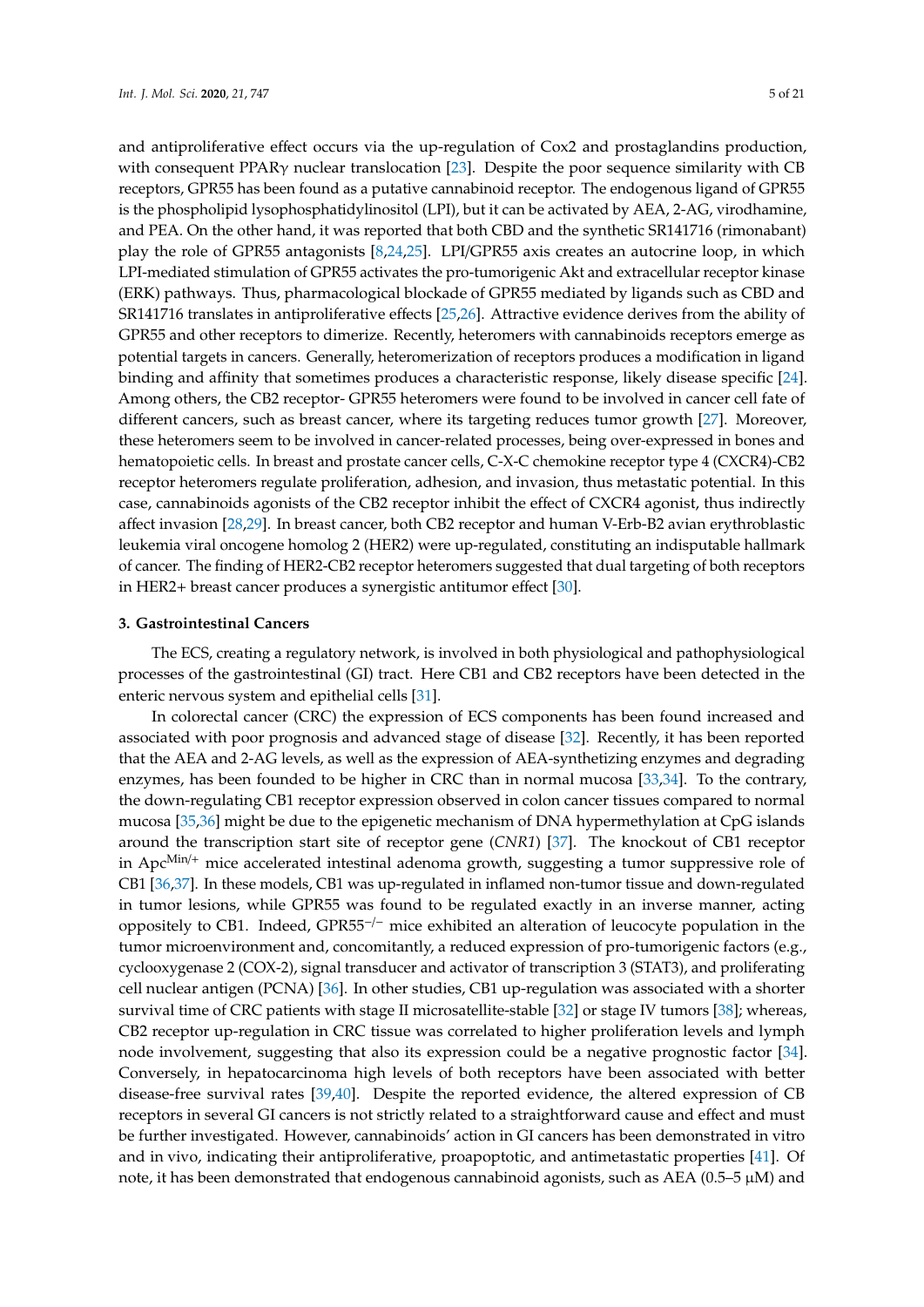and antiproliferative effect occurs via the up-regulation of Cox2 and prostaglandins production, with consequent PPARγ nuclear translocation [23]. Despite the poor sequence similarity with CB receptors, GPR55 has been found as a putative cannabinoid receptor. The endogenous ligand of GPR55 is the phospholipid lysophosphatidylinositol (LPI), but it can be activated by AEA, 2-AG, virodhamine, and PEA. On the other hand, it was reported that both CBD and the synthetic SR141716 (rimonabant) play the role of GPR55 antagonists [8,24,25]. LPI/GPR55 axis creates an autocrine loop, in which LPI-mediated stimulation of GPR55 activates the pro-tumorigenic Akt and extracellular receptor kinase (ERK) pathways. Thus, pharmacological blockade of GPR55 mediated by ligands such as CBD and SR141716 translates in antiproliferative effects [25,26]. Attractive evidence derives from the ability of GPR55 and other receptors to dimerize. Recently, heteromers with cannabinoids receptors emerge as potential targets in cancers. Generally, heteromerization of receptors produces a modification in ligand binding and affinity that sometimes produces a characteristic response, likely disease specific [24]. Among others, the CB2 receptor- GPR55 heteromers were found to be involved in cancer cell fate of different cancers, such as breast cancer, where its targeting reduces tumor growth [27]. Moreover, these heteromers seem to be involved in cancer-related processes, being over-expressed in bones and hematopoietic cells. In breast and prostate cancer cells, C-X-C chemokine receptor type 4 (CXCR4)-CB2 receptor heteromers regulate proliferation, adhesion, and invasion, thus metastatic potential. In this case, cannabinoids agonists of the CB2 receptor inhibit the effect of CXCR4 agonist, thus indirectly affect invasion [28,29]. In breast cancer, both CB2 receptor and human V-Erb-B2 avian erythroblastic leukemia viral oncogene homolog 2 (HER2) were up-regulated, constituting an indisputable hallmark of cancer. The finding of HER2-CB2 receptor heteromers suggested that dual targeting of both receptors in HER2+ breast cancer produces a synergistic antitumor effect [30].

## 3. Gastrointestinal Cancers

The ECS, creating a regulatory network, is involved in both physiological and pathophysiological processes of the gastrointestinal (GI) tract. Here CB1 and CB2 receptors have been detected in the enteric nervous system and epithelial cells [31].

In colorectal cancer (CRC) the expression of ECS components has been found increased and associated with poor prognosis and advanced stage of disease [32]. Recently, it has been reported that the AEA and 2-AG levels, as well as the expression of AEA-synthetizing enzymes and degrading enzymes, has been founded to be higher in CRC than in normal mucosa [33,34]. To the contrary, the down-regulating CB1 receptor expression observed in colon cancer tissues compared to normal mucosa [35,36] might be due to the epigenetic mechanism of DNA hypermethylation at CpG islands around the transcription start site of receptor gene (*CNR1*) [37]. The knockout of CB1 receptor in Apc$^{Min/+}$ mice accelerated intestinal adenoma growth, suggesting a tumor suppressive role of CB1 [36,37]. In these models, CB1 was up-regulated in inflamed non-tumor tissue and down-regulated in tumor lesions, while GPR55 was found to be regulated exactly in an inverse manner, acting oppositely to CB1. Indeed, GPR55$^{-/-}$ mice exhibited an alteration of leucocyte population in the tumor microenvironment and, concomitantly, a reduced expression of pro-tumorigenic factors (e.g., cyclooxygenase 2 (COX-2), signal transducer and activator of transcription 3 (STAT3), and proliferating cell nuclear antigen (PCNA) [36]. In other studies, CB1 up-regulation was associated with a shorter survival time of CRC patients with stage II microsatellite-stable [32] or stage IV tumors [38]; whereas, CB2 receptor up-regulation in CRC tissue was correlated to higher proliferation levels and lymph node involvement, suggesting that also its expression could be a negative prognostic factor [34]. Conversely, in hepatocarcinoma high levels of both receptors have been associated with better disease-free survival rates [39,40]. Despite the reported evidence, the altered expression of CB receptors in several GI cancers is not strictly related to a straightforward cause and effect and must be further investigated. However, cannabinoids' action in GI cancers has been demonstrated in vitro and in vivo, indicating their antiproliferative, proapoptotic, and antimetastatic properties [41]. Of note, it has been demonstrated that endogenous cannabinoid agonists, such as AEA (0.5–5 μM) and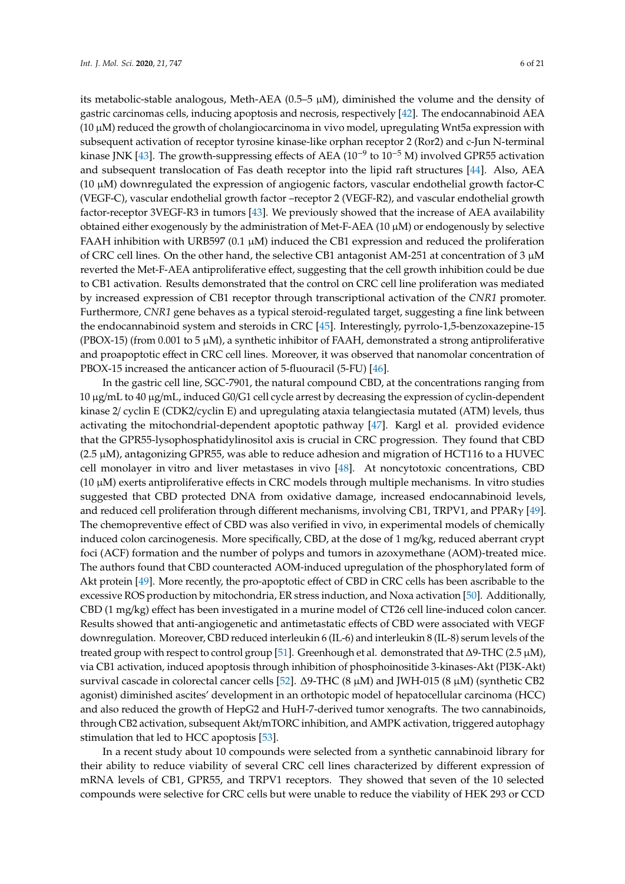its metabolic-stable analogous, Meth-AEA (0.5–5 μM), diminished the volume and the density of gastric carcinomas cells, inducing apoptosis and necrosis, respectively [42]. The endocannabinoid AEA (10 μM) reduced the growth of cholangiocarcinoma in vivo model, upregulating Wnt5a expression with subsequent activation of receptor tyrosine kinase-like orphan receptor 2 (Ror2) and c-Jun N-terminal kinase JNK [43]. The growth-suppressing effects of AEA ($10^{-9}$ to $10^{-5}$ M) involved GPR55 activation and subsequent translocation of Fas death receptor into the lipid raft structures [44]. Also, AEA (10 μM) downregulated the expression of angiogenic factors, vascular endothelial growth factor-C (VEGF-C), vascular endothelial growth factor –receptor 2 (VEGF-R2), and vascular endothelial growth factor-receptor 3VEGF-R3 in tumors [43]. We previously showed that the increase of AEA availability obtained either exogenously by the administration of Met-F-AEA (10 μM) or endogenously by selective FAAH inhibition with URB597 (0.1 μM) induced the CB1 expression and reduced the proliferation of CRC cell lines. On the other hand, the selective CB1 antagonist AM-251 at concentration of 3 μM reverted the Met-F-AEA antiproliferative effect, suggesting that the cell growth inhibition could be due to CB1 activation. Results demonstrated that the control on CRC cell line proliferation was mediated by increased expression of CB1 receptor through transcriptional activation of the *CNR1* promoter. Furthermore, *CNR1* gene behaves as a typical steroid-regulated target, suggesting a fine link between the endocannabinoid system and steroids in CRC [45]. Interestingly, pyrrolo-1,5-benzoxazepine-15 (PBOX-15) (from 0.001 to 5 μM), a synthetic inhibitor of FAAH, demonstrated a strong antiproliferative and proapoptotic effect in CRC cell lines. Moreover, it was observed that nanomolar concentration of PBOX-15 increased the anticancer action of 5-fluouracil (5-FU) [46].

In the gastric cell line, SGC-7901, the natural compound CBD, at the concentrations ranging from 10 μg/mL to 40 μg/mL, induced G0/G1 cell cycle arrest by decreasing the expression of cyclin-dependent kinase 2/ cyclin E (CDK2/cyclin E) and upregulating ataxia telangiectasia mutated (ATM) levels, thus activating the mitochondrial-dependent apoptotic pathway [47]. Kargl et al. provided evidence that the GPR55-lysophosphatidylinositol axis is crucial in CRC progression. They found that CBD (2.5 μM), antagonizing GPR55, was able to reduce adhesion and migration of HCT116 to a HUVEC cell monolayer in vitro and liver metastases in vivo [48]. At noncytotoxic concentrations, CBD (10 μM) exerts antiproliferative effects in CRC models through multiple mechanisms. In vitro studies suggested that CBD protected DNA from oxidative damage, increased endocannabinoid levels, and reduced cell proliferation through different mechanisms, involving CB1, TRPV1, and PPARγ [49]. The chemopreventive effect of CBD was also verified in vivo, in experimental models of chemically induced colon carcinogenesis. More specifically, CBD, at the dose of 1 mg/kg, reduced aberrant crypt foci (ACF) formation and the number of polyps and tumors in azoxymethane (AOM)-treated mice. The authors found that CBD counteracted AOM-induced upregulation of the phosphorylated form of Akt protein [49]. More recently, the pro-apoptotic effect of CBD in CRC cells has been ascribable to the excessive ROS production by mitochondria, ER stress induction, and Noxa activation [50]. Additionally, CBD (1 mg/kg) effect has been investigated in a murine model of CT26 cell line-induced colon cancer. Results showed that anti-angiogenetic and antimetastatic effects of CBD were associated with VEGF downregulation. Moreover, CBD reduced interleukin 6 (IL-6) and interleukin 8 (IL-8) serum levels of the treated group with respect to control group [51]. Greenhough et al. demonstrated that Δ9-THC (2.5 μM), via CB1 activation, induced apoptosis through inhibition of phosphoinositide 3-kinases-Akt (PI3K-Akt) survival cascade in colorectal cancer cells [52]. Δ9-THC (8 μM) and JWH-015 (8 μM) (synthetic CB2 agonist) diminished ascites' development in an orthotopic model of hepatocellular carcinoma (HCC) and also reduced the growth of HepG2 and HuH-7-derived tumor xenografts. The two cannabinoids, through CB2 activation, subsequent Akt/mTORC inhibition, and AMPK activation, triggered autophagy stimulation that led to HCC apoptosis [53].

In a recent study about 10 compounds were selected from a synthetic cannabinoid library for their ability to reduce viability of several CRC cell lines characterized by different expression of mRNA levels of CB1, GPR55, and TRPV1 receptors. They showed that seven of the 10 selected compounds were selective for CRC cells but were unable to reduce the viability of HEK 293 or CCD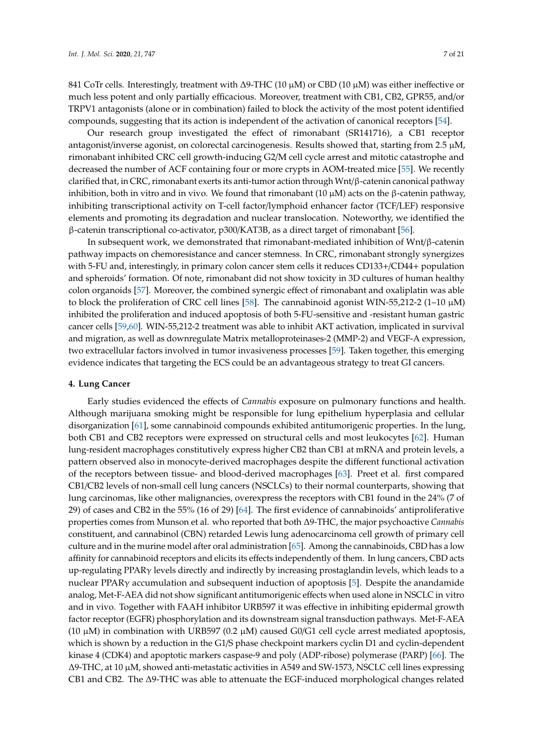841 CoTr cells. Interestingly, treatment with Δ9-THC (10 μM) or CBD (10 μM) was either ineffective or much less potent and only partially efficacious. Moreover, treatment with CB1, CB2, GPR55, and/or TRPV1 antagonists (alone or in combination) failed to block the activity of the most potent identified compounds, suggesting that its action is independent of the activation of canonical receptors [54].

Our research group investigated the effect of rimonabant (SR141716), a CB1 receptor antagonist/inverse agonist, on colorectal carcinogenesis. Results showed that, starting from 2.5 μM, rimonabant inhibited CRC cell growth-inducing G2/M cell cycle arrest and mitotic catastrophe and decreased the number of ACF containing four or more crypts in AOM-treated mice [55]. We recently clarified that, in CRC, rimonabant exerts its anti-tumor action through Wnt/β-catenin canonical pathway inhibition, both in vitro and in vivo. We found that rimonabant (10 μM) acts on the β-catenin pathway, inhibiting transcriptional activity on T-cell factor/lymphoid enhancer factor (TCF/LEF) responsive elements and promoting its degradation and nuclear translocation. Noteworthy, we identified the β-catenin transcriptional co-activator, p300/KAT3B, as a direct target of rimonabant [56].

In subsequent work, we demonstrated that rimonabant-mediated inhibition of Wnt/β-catenin pathway impacts on chemoresistance and cancer stemness. In CRC, rimonabant strongly synergizes with 5-FU and, interestingly, in primary colon cancer stem cells it reduces CD133+/CD44+ population and spheroids' formation. Of note, rimonabant did not show toxicity in 3D cultures of human healthy colon organoids [57]. Moreover, the combined synergic effect of rimonabant and oxaliplatin was able to block the proliferation of CRC cell lines [58]. The cannabinoid agonist WIN-55,212-2 (1–10 μM) inhibited the proliferation and induced apoptosis of both 5-FU-sensitive and -resistant human gastric cancer cells [59,60]. WIN-55,212-2 treatment was able to inhibit AKT activation, implicated in survival and migration, as well as downregulate Matrix metalloproteinases-2 (MMP-2) and VEGF-A expression, two extracellular factors involved in tumor invasiveness processes [59]. Taken together, this emerging evidence indicates that targeting the ECS could be an advantageous strategy to treat GI cancers.

## 4. Lung Cancer

Early studies evidenced the effects of *Cannabis* exposure on pulmonary functions and health. Although marijuana smoking might be responsible for lung epithelium hyperplasia and cellular disorganization [61], some cannabinoid compounds exhibited antitumorigenic properties. In the lung, both CB1 and CB2 receptors were expressed on structural cells and most leukocytes [62]. Human lung-resident macrophages constitutively express higher CB2 than CB1 at mRNA and protein levels, a pattern observed also in monocyte-derived macrophages despite the different functional activation of the receptors between tissue- and blood-derived macrophages [63]. Preet et al. first compared CB1/CB2 levels of non-small cell lung cancers (NSCLCs) to their normal counterparts, showing that lung carcinomas, like other malignancies, overexpress the receptors with CB1 found in the 24% (7 of 29) of cases and CB2 in the 55% (16 of 29) [64]. The first evidence of cannabinoids' antiproliferative properties comes from Munson et al. who reported that both Δ9-THC, the major psychoactive *Cannabis* constituent, and cannabinol (CBN) retarded Lewis lung adenocarcinoma cell growth of primary cell culture and in the murine model after oral administration [65]. Among the cannabinoids, CBD has a low affinity for cannabinoid receptors and elicits its effects independently of them. In lung cancers, CBD acts up-regulating PPARγ levels directly and indirectly by increasing prostaglandin levels, which leads to a nuclear PPARγ accumulation and subsequent induction of apoptosis [5]. Despite the anandamide analog, Met-F-AEA did not show significant antitumorigenic effects when used alone in NSCLC in vitro and in vivo. Together with FAAH inhibitor URB597 it was effective in inhibiting epidermal growth factor receptor (EGFR) phosphorylation and its downstream signal transduction pathways. Met-F-AEA (10 μM) in combination with URB597 (0.2 μM) caused G0/G1 cell cycle arrest mediated apoptosis, which is shown by a reduction in the G1/S phase checkpoint markers cyclin D1 and cyclin-dependent kinase 4 (CDK4) and apoptotic markers caspase-9 and poly (ADP-ribose) polymerase (PARP) [66]. The Δ9-THC, at 10 μM, showed anti-metastatic activities in A549 and SW-1573, NSCLC cell lines expressing CB1 and CB2. The Δ9-THC was able to attenuate the EGF-induced morphological changes related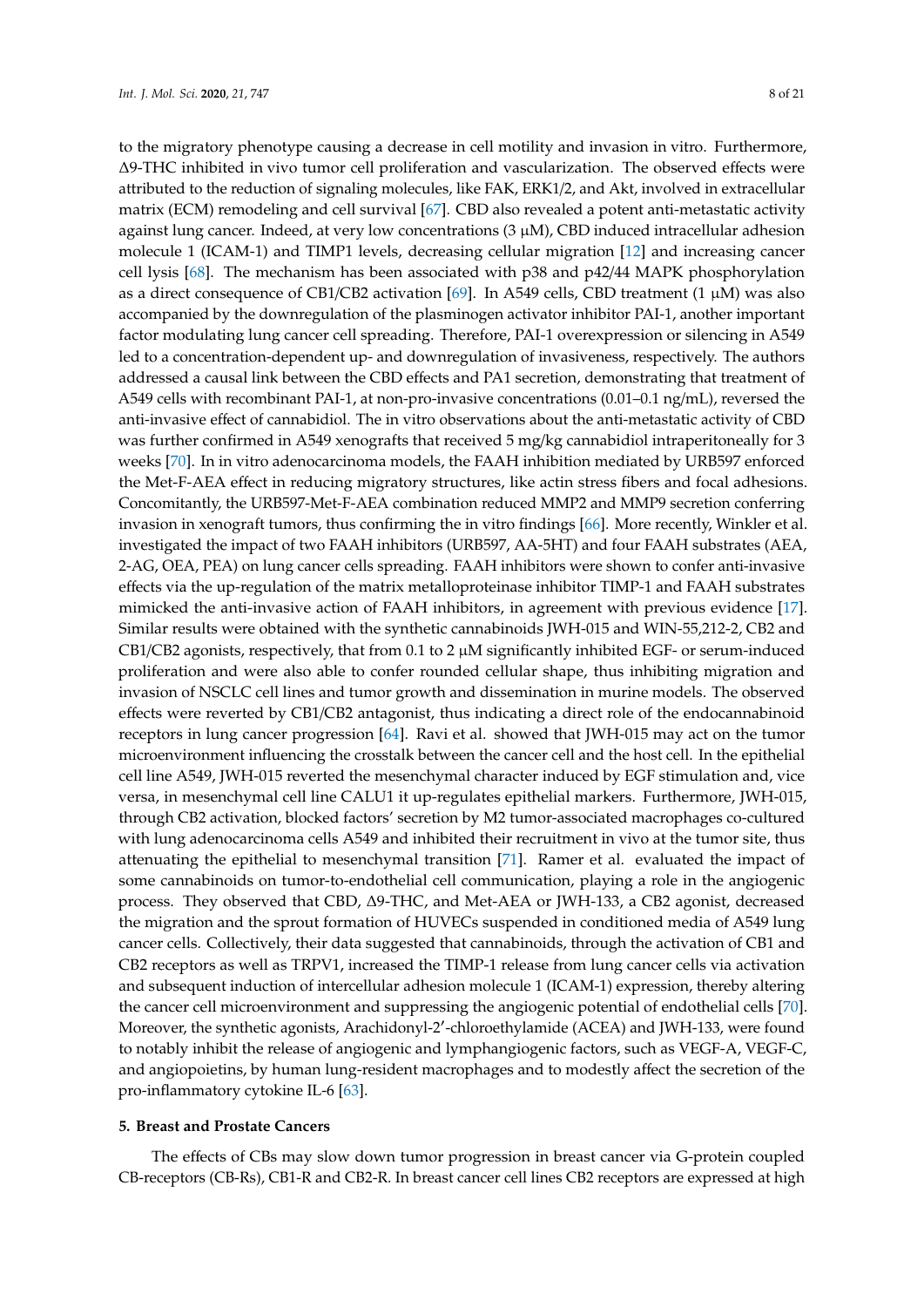to the migratory phenotype causing a decrease in cell motility and invasion in vitro. Furthermore, Δ9-THC inhibited in vivo tumor cell proliferation and vascularization. The observed effects were attributed to the reduction of signaling molecules, like FAK, ERK1/2, and Akt, involved in extracellular matrix (ECM) remodeling and cell survival [67]. CBD also revealed a potent anti-metastatic activity against lung cancer. Indeed, at very low concentrations (3 μM), CBD induced intracellular adhesion molecule 1 (ICAM-1) and TIMP1 levels, decreasing cellular migration [12] and increasing cancer cell lysis [68]. The mechanism has been associated with p38 and p42/44 MAPK phosphorylation as a direct consequence of CB1/CB2 activation [69]. In A549 cells, CBD treatment (1 μM) was also accompanied by the downregulation of the plasminogen activator inhibitor PAI-1, another important factor modulating lung cancer cell spreading. Therefore, PAI-1 overexpression or silencing in A549 led to a concentration-dependent up- and downregulation of invasiveness, respectively. The authors addressed a causal link between the CBD effects and PA1 secretion, demonstrating that treatment of A549 cells with recombinant PAI-1, at non-pro-invasive concentrations (0.01–0.1 ng/mL), reversed the anti-invasive effect of cannabidiol. The in vitro observations about the anti-metastatic activity of CBD was further confirmed in A549 xenografts that received 5 mg/kg cannabidiol intraperitoneally for 3 weeks [70]. In in vitro adenocarcinoma models, the FAAH inhibition mediated by URB597 enforced the Met-F-AEA effect in reducing migratory structures, like actin stress fibers and focal adhesions. Concomitantly, the URB597-Met-F-AEA combination reduced MMP2 and MMP9 secretion conferring invasion in xenograft tumors, thus confirming the in vitro findings [66]. More recently, Winkler et al. investigated the impact of two FAAH inhibitors (URB597, AA-5HT) and four FAAH substrates (AEA, 2-AG, OEA, PEA) on lung cancer cells spreading. FAAH inhibitors were shown to confer anti-invasive effects via the up-regulation of the matrix metalloproteinase inhibitor TIMP-1 and FAAH substrates mimicked the anti-invasive action of FAAH inhibitors, in agreement with previous evidence [17]. Similar results were obtained with the synthetic cannabinoids JWH-015 and WIN-55,212-2, CB2 and CB1/CB2 agonists, respectively, that from 0.1 to 2 μM significantly inhibited EGF- or serum-induced proliferation and were also able to confer rounded cellular shape, thus inhibiting migration and invasion of NSCLC cell lines and tumor growth and dissemination in murine models. The observed effects were reverted by CB1/CB2 antagonist, thus indicating a direct role of the endocannabinoid receptors in lung cancer progression [64]. Ravi et al. showed that JWH-015 may act on the tumor microenvironment influencing the crosstalk between the cancer cell and the host cell. In the epithelial cell line A549, JWH-015 reverted the mesenchymal character induced by EGF stimulation and, vice versa, in mesenchymal cell line CALU1 it up-regulates epithelial markers. Furthermore, JWH-015, through CB2 activation, blocked factors' secretion by M2 tumor-associated macrophages co-cultured with lung adenocarcinoma cells A549 and inhibited their recruitment in vivo at the tumor site, thus attenuating the epithelial to mesenchymal transition [71]. Ramer et al. evaluated the impact of some cannabinoids on tumor-to-endothelial cell communication, playing a role in the angiogenic process. They observed that CBD, Δ9-THC, and Met-AEA or JWH-133, a CB2 agonist, decreased the migration and the sprout formation of HUVECs suspended in conditioned media of A549 lung cancer cells. Collectively, their data suggested that cannabinoids, through the activation of CB1 and CB2 receptors as well as TRPV1, increased the TIMP-1 release from lung cancer cells via activation and subsequent induction of intercellular adhesion molecule 1 (ICAM-1) expression, thereby altering the cancer cell microenvironment and suppressing the angiogenic potential of endothelial cells [70]. Moreover, the synthetic agonists, Arachidonyl-2′-chloroethylamide (ACEA) and JWH-133, were found to notably inhibit the release of angiogenic and lymphangiogenic factors, such as VEGF-A, VEGF-C, and angiopoietins, by human lung-resident macrophages and to modestly affect the secretion of the pro-inflammatory cytokine IL-6 [63].

## 5. Breast and Prostate Cancers

The effects of CBs may slow down tumor progression in breast cancer via G-protein coupled CB-receptors (CB-Rs), CB1-R and CB2-R. In breast cancer cell lines CB2 receptors are expressed at high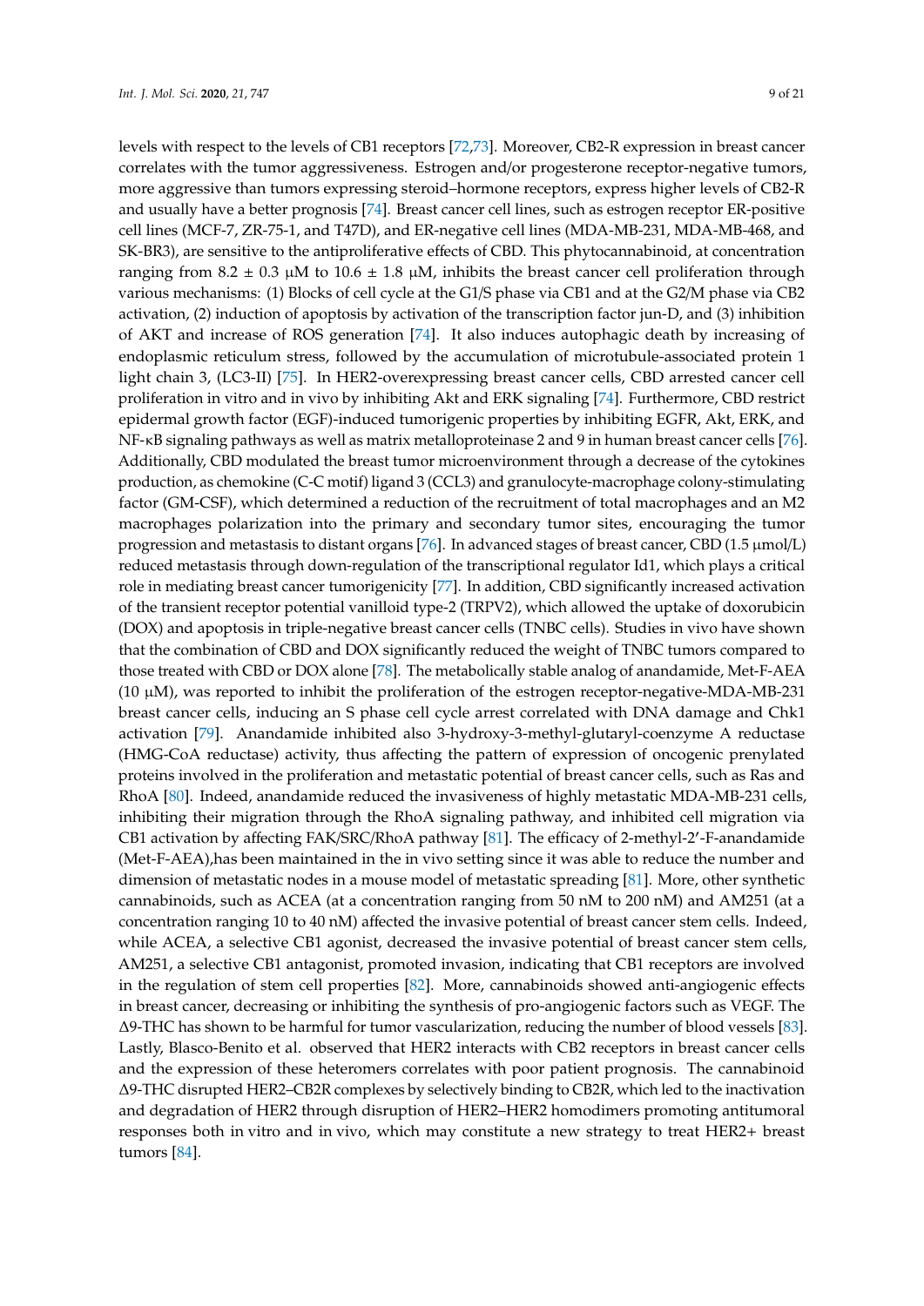levels with respect to the levels of CB1 receptors [72,73]. Moreover, CB2-R expression in breast cancer correlates with the tumor aggressiveness. Estrogen and/or progesterone receptor-negative tumors, more aggressive than tumors expressing steroid–hormone receptors, express higher levels of CB2-R and usually have a better prognosis [74]. Breast cancer cell lines, such as estrogen receptor ER-positive cell lines (MCF-7, ZR-75-1, and T47D), and ER-negative cell lines (MDA-MB-231, MDA-MB-468, and SK-BR3), are sensitive to the antiproliferative effects of CBD. This phytocannabinoid, at concentration ranging from 8.2 ± 0.3 μM to 10.6 ± 1.8 μM, inhibits the breast cancer cell proliferation through various mechanisms: (1) Blocks of cell cycle at the G1/S phase via CB1 and at the G2/M phase via CB2 activation, (2) induction of apoptosis by activation of the transcription factor jun-D, and (3) inhibition of AKT and increase of ROS generation [74]. It also induces autophagic death by increasing of endoplasmic reticulum stress, followed by the accumulation of microtubule-associated protein 1 light chain 3, (LC3-II) [75]. In HER2-overexpressing breast cancer cells, CBD arrested cancer cell proliferation in vitro and in vivo by inhibiting Akt and ERK signaling [74]. Furthermore, CBD restrict epidermal growth factor (EGF)-induced tumorigenic properties by inhibiting EGFR, Akt, ERK, and NF-κB signaling pathways as well as matrix metalloproteinase 2 and 9 in human breast cancer cells [76]. Additionally, CBD modulated the breast tumor microenvironment through a decrease of the cytokines production, as chemokine (C-C motif) ligand 3 (CCL3) and granulocyte-macrophage colony-stimulating factor (GM-CSF), which determined a reduction of the recruitment of total macrophages and an M2 macrophages polarization into the primary and secondary tumor sites, encouraging the tumor progression and metastasis to distant organs [76]. In advanced stages of breast cancer, CBD (1.5 μmol/L) reduced metastasis through down-regulation of the transcriptional regulator Id1, which plays a critical role in mediating breast cancer tumorigenicity [77]. In addition, CBD significantly increased activation of the transient receptor potential vanilloid type-2 (TRPV2), which allowed the uptake of doxorubicin (DOX) and apoptosis in triple-negative breast cancer cells (TNBC cells). Studies in vivo have shown that the combination of CBD and DOX significantly reduced the weight of TNBC tumors compared to those treated with CBD or DOX alone [78]. The metabolically stable analog of anandamide, Met-F-AEA (10 μM), was reported to inhibit the proliferation of the estrogen receptor-negative-MDA-MB-231 breast cancer cells, inducing an S phase cell cycle arrest correlated with DNA damage and Chk1 activation [79]. Anandamide inhibited also 3-hydroxy-3-methyl-glutaryl-coenzyme A reductase (HMG-CoA reductase) activity, thus affecting the pattern of expression of oncogenic prenylated proteins involved in the proliferation and metastatic potential of breast cancer cells, such as Ras and RhoA [80]. Indeed, anandamide reduced the invasiveness of highly metastatic MDA-MB-231 cells, inhibiting their migration through the RhoA signaling pathway, and inhibited cell migration via CB1 activation by affecting FAK/SRC/RhoA pathway [81]. The efficacy of 2-methyl-2'-F-anandamide (Met-F-AEA),has been maintained in the in vivo setting since it was able to reduce the number and dimension of metastatic nodes in a mouse model of metastatic spreading [81]. More, other synthetic cannabinoids, such as ACEA (at a concentration ranging from 50 nM to 200 nM) and AM251 (at a concentration ranging 10 to 40 nM) affected the invasive potential of breast cancer stem cells. Indeed, while ACEA, a selective CB1 agonist, decreased the invasive potential of breast cancer stem cells, AM251, a selective CB1 antagonist, promoted invasion, indicating that CB1 receptors are involved in the regulation of stem cell properties [82]. More, cannabinoids showed anti-angiogenic effects in breast cancer, decreasing or inhibiting the synthesis of pro-angiogenic factors such as VEGF. The Δ9-THC has shown to be harmful for tumor vascularization, reducing the number of blood vessels [83]. Lastly, Blasco-Benito et al. observed that HER2 interacts with CB2 receptors in breast cancer cells and the expression of these heteromers correlates with poor patient prognosis. The cannabinoid Δ9-THC disrupted HER2–CB2R complexes by selectively binding to CB2R, which led to the inactivation and degradation of HER2 through disruption of HER2–HER2 homodimers promoting antitumoral responses both in vitro and in vivo, which may constitute a new strategy to treat HER2+ breast tumors [84].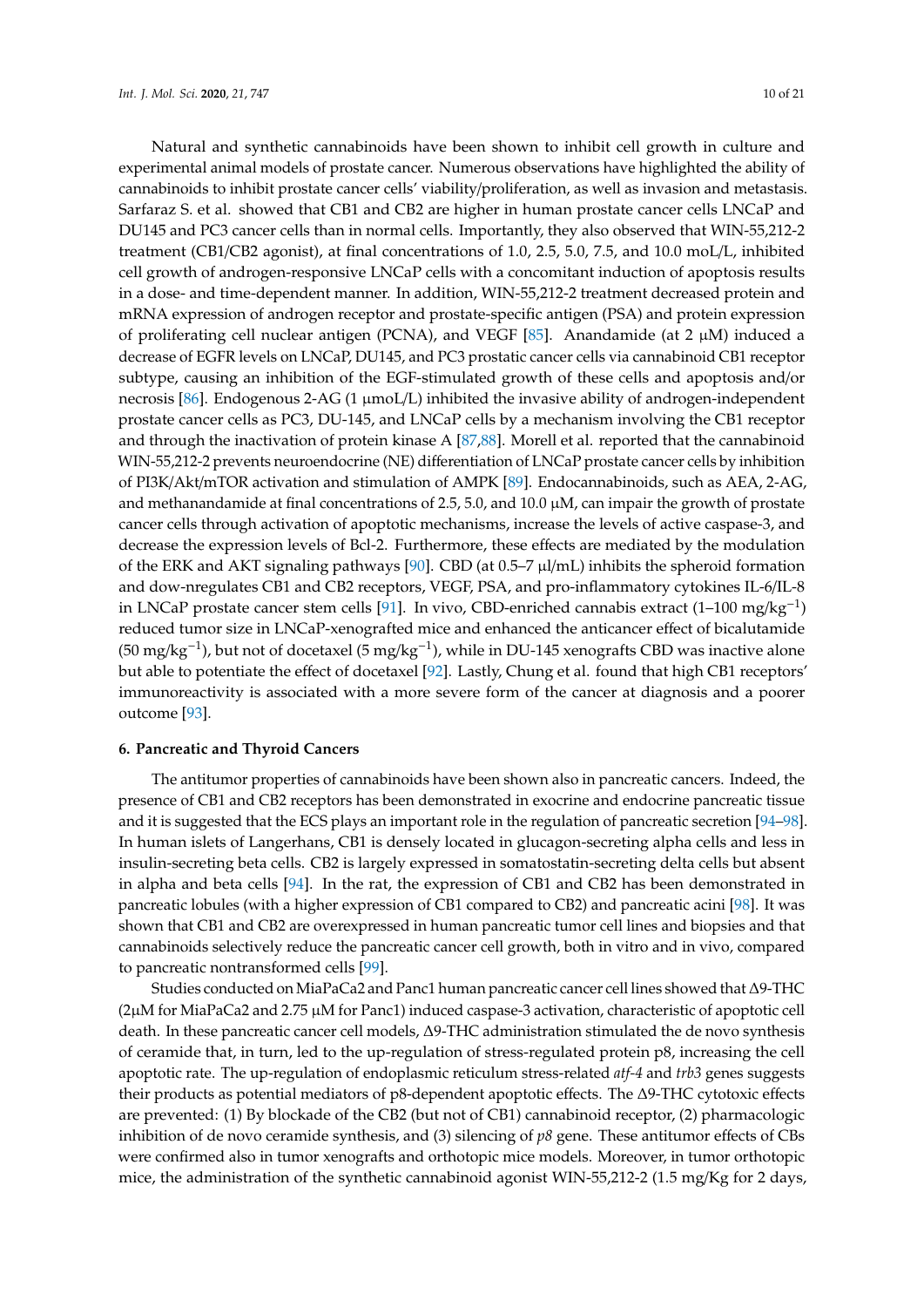Natural and synthetic cannabinoids have been shown to inhibit cell growth in culture and experimental animal models of prostate cancer. Numerous observations have highlighted the ability of cannabinoids to inhibit prostate cancer cells' viability/proliferation, as well as invasion and metastasis. Sarfaraz S. et al. showed that CB1 and CB2 are higher in human prostate cancer cells LNCaP and DU145 and PC3 cancer cells than in normal cells. Importantly, they also observed that WIN-55,212-2 treatment (CB1/CB2 agonist), at final concentrations of 1.0, 2.5, 5.0, 7.5, and 10.0 moL/L, inhibited cell growth of androgen-responsive LNCaP cells with a concomitant induction of apoptosis results in a dose- and time-dependent manner. In addition, WIN-55,212-2 treatment decreased protein and mRNA expression of androgen receptor and prostate-specific antigen (PSA) and protein expression of proliferating cell nuclear antigen (PCNA), and VEGF [85]. Anandamide (at 2 μM) induced a decrease of EGFR levels on LNCaP, DU145, and PC3 prostatic cancer cells via cannabinoid CB1 receptor subtype, causing an inhibition of the EGF-stimulated growth of these cells and apoptosis and/or necrosis [86]. Endogenous 2-AG (1 μmoL/L) inhibited the invasive ability of androgen-independent prostate cancer cells as PC3, DU-145, and LNCaP cells by a mechanism involving the CB1 receptor and through the inactivation of protein kinase A [87,88]. Morell et al. reported that the cannabinoid WIN-55,212-2 prevents neuroendocrine (NE) differentiation of LNCaP prostate cancer cells by inhibition of PI3K/Akt/mTOR activation and stimulation of AMPK [89]. Endocannabinoids, such as AEA, 2-AG, and methanandamide at final concentrations of 2.5, 5.0, and 10.0 μM, can impair the growth of prostate cancer cells through activation of apoptotic mechanisms, increase the levels of active caspase-3, and decrease the expression levels of Bcl-2. Furthermore, these effects are mediated by the modulation of the ERK and AKT signaling pathways [90]. CBD (at 0.5–7 μl/mL) inhibits the spheroid formation and dow-nregulates CB1 and CB2 receptors, VEGF, PSA, and pro-inflammatory cytokines IL-6/IL-8 in LNCaP prostate cancer stem cells [91]. In vivo, CBD-enriched cannabis extract (1–100 mg/kg$^{-1}$) reduced tumor size in LNCaP-xenografted mice and enhanced the anticancer effect of bicalutamide (50 mg/kg$^{-1}$), but not of docetaxel (5 mg/kg$^{-1}$), while in DU-145 xenografts CBD was inactive alone but able to potentiate the effect of docetaxel [92]. Lastly, Chung et al. found that high CB1 receptors' immunoreactivity is associated with a more severe form of the cancer at diagnosis and a poorer outcome [93].

## 6. Pancreatic and Thyroid Cancers

The antitumor properties of cannabinoids have been shown also in pancreatic cancers. Indeed, the presence of CB1 and CB2 receptors has been demonstrated in exocrine and endocrine pancreatic tissue and it is suggested that the ECS plays an important role in the regulation of pancreatic secretion [94–98]. In human islets of Langerhans, CB1 is densely located in glucagon-secreting alpha cells and less in insulin-secreting beta cells. CB2 is largely expressed in somatostatin-secreting delta cells but absent in alpha and beta cells [94]. In the rat, the expression of CB1 and CB2 has been demonstrated in pancreatic lobules (with a higher expression of CB1 compared to CB2) and pancreatic acini [98]. It was shown that CB1 and CB2 are overexpressed in human pancreatic tumor cell lines and biopsies and that cannabinoids selectively reduce the pancreatic cancer cell growth, both in vitro and in vivo, compared to pancreatic nontransformed cells [99].

Studies conducted on MiaPaCa2 and Panc1 human pancreatic cancer cell lines showed that Δ9-THC (2μM for MiaPaCa2 and 2.75 μM for Panc1) induced caspase-3 activation, characteristic of apoptotic cell death. In these pancreatic cancer cell models, Δ9-THC administration stimulated the de novo synthesis of ceramide that, in turn, led to the up-regulation of stress-regulated protein p8, increasing the cell apoptotic rate. The up-regulation of endoplasmic reticulum stress-related *atf-4* and *trb3* genes suggests their products as potential mediators of p8-dependent apoptotic effects. The Δ9-THC cytotoxic effects are prevented: (1) By blockade of the CB2 (but not of CB1) cannabinoid receptor, (2) pharmacologic inhibition of de novo ceramide synthesis, and (3) silencing of *p8* gene. These antitumor effects of CBs were confirmed also in tumor xenografts and orthotopic mice models. Moreover, in tumor orthotopic mice, the administration of the synthetic cannabinoid agonist WIN-55,212-2 (1.5 mg/Kg for 2 days,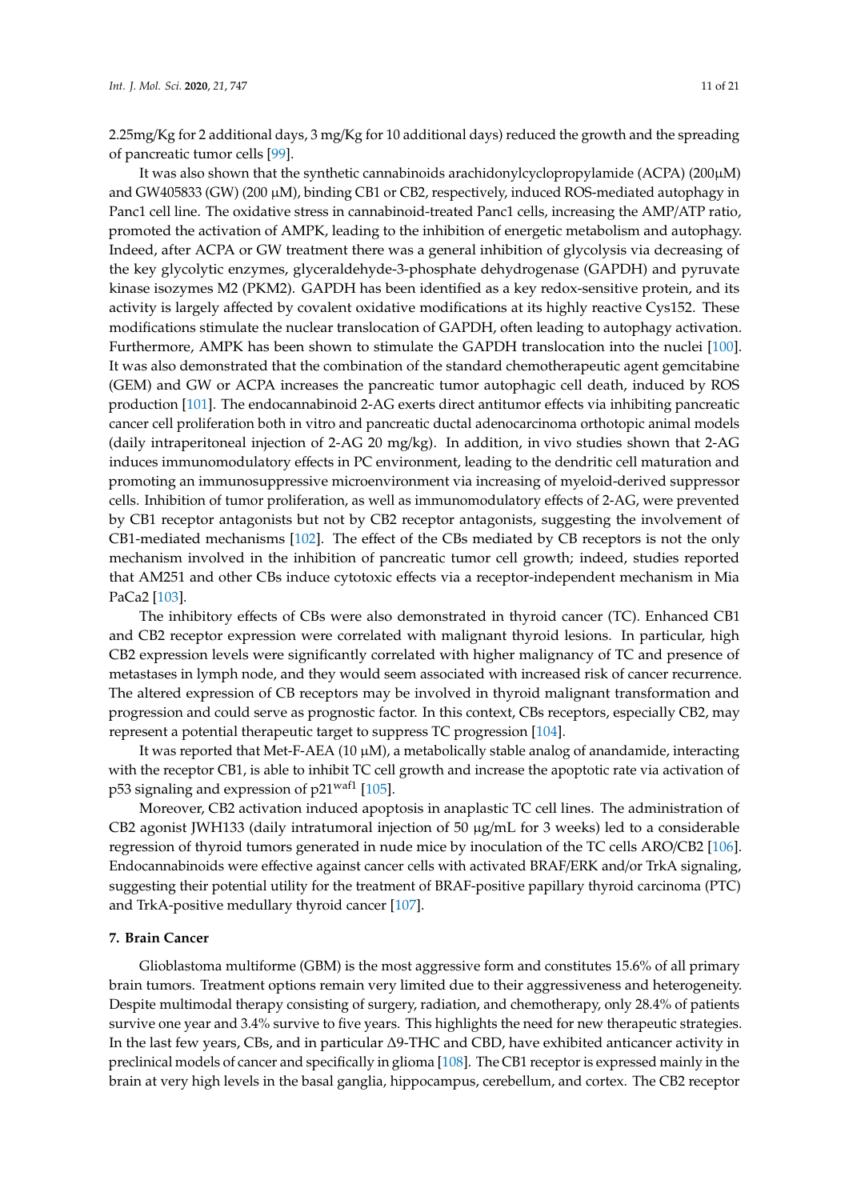2.25mg/Kg for 2 additional days, 3 mg/Kg for 10 additional days) reduced the growth and the spreading of pancreatic tumor cells [99].

It was also shown that the synthetic cannabinoids arachidonylcyclopropylamide (ACPA) (200μM) and GW405833 (GW) (200 μM), binding CB1 or CB2, respectively, induced ROS-mediated autophagy in Panc1 cell line. The oxidative stress in cannabinoid-treated Panc1 cells, increasing the AMP/ATP ratio, promoted the activation of AMPK, leading to the inhibition of energetic metabolism and autophagy. Indeed, after ACPA or GW treatment there was a general inhibition of glycolysis via decreasing of the key glycolytic enzymes, glyceraldehyde-3-phosphate dehydrogenase (GAPDH) and pyruvate kinase isozymes M2 (PKM2). GAPDH has been identified as a key redox-sensitive protein, and its activity is largely affected by covalent oxidative modifications at its highly reactive Cys152. These modifications stimulate the nuclear translocation of GAPDH, often leading to autophagy activation. Furthermore, AMPK has been shown to stimulate the GAPDH translocation into the nuclei [100]. It was also demonstrated that the combination of the standard chemotherapeutic agent gemcitabine (GEM) and GW or ACPA increases the pancreatic tumor autophagic cell death, induced by ROS production [101]. The endocannabinoid 2-AG exerts direct antitumor effects via inhibiting pancreatic cancer cell proliferation both in vitro and pancreatic ductal adenocarcinoma orthotopic animal models (daily intraperitoneal injection of 2-AG 20 mg/kg). In addition, in vivo studies shown that 2-AG induces immunomodulatory effects in PC environment, leading to the dendritic cell maturation and promoting an immunosuppressive microenvironment via increasing of myeloid-derived suppressor cells. Inhibition of tumor proliferation, as well as immunomodulatory effects of 2-AG, were prevented by CB1 receptor antagonists but not by CB2 receptor antagonists, suggesting the involvement of CB1-mediated mechanisms [102]. The effect of the CBs mediated by CB receptors is not the only mechanism involved in the inhibition of pancreatic tumor cell growth; indeed, studies reported that AM251 and other CBs induce cytotoxic effects via a receptor-independent mechanism in Mia PaCa2 [103].

The inhibitory effects of CBs were also demonstrated in thyroid cancer (TC). Enhanced CB1 and CB2 receptor expression were correlated with malignant thyroid lesions. In particular, high CB2 expression levels were significantly correlated with higher malignancy of TC and presence of metastases in lymph node, and they would seem associated with increased risk of cancer recurrence. The altered expression of CB receptors may be involved in thyroid malignant transformation and progression and could serve as prognostic factor. In this context, CBs receptors, especially CB2, may represent a potential therapeutic target to suppress TC progression [104].

It was reported that Met-F-AEA (10 μM), a metabolically stable analog of anandamide, interacting with the receptor CB1, is able to inhibit TC cell growth and increase the apoptotic rate via activation of p53 signaling and expression of $p21^{waf1}$ [105].

Moreover, CB2 activation induced apoptosis in anaplastic TC cell lines. The administration of CB2 agonist JWH133 (daily intratumoral injection of 50 μg/mL for 3 weeks) led to a considerable regression of thyroid tumors generated in nude mice by inoculation of the TC cells ARO/CB2 [106]. Endocannabinoids were effective against cancer cells with activated BRAF/ERK and/or TrkA signaling, suggesting their potential utility for the treatment of BRAF-positive papillary thyroid carcinoma (PTC) and TrkA-positive medullary thyroid cancer [107].

## 7. Brain Cancer

Glioblastoma multiforme (GBM) is the most aggressive form and constitutes 15.6% of all primary brain tumors. Treatment options remain very limited due to their aggressiveness and heterogeneity. Despite multimodal therapy consisting of surgery, radiation, and chemotherapy, only 28.4% of patients survive one year and 3.4% survive to five years. This highlights the need for new therapeutic strategies. In the last few years, CBs, and in particular Δ9-THC and CBD, have exhibited anticancer activity in preclinical models of cancer and specifically in glioma [108]. The CB1 receptor is expressed mainly in the brain at very high levels in the basal ganglia, hippocampus, cerebellum, and cortex. The CB2 receptor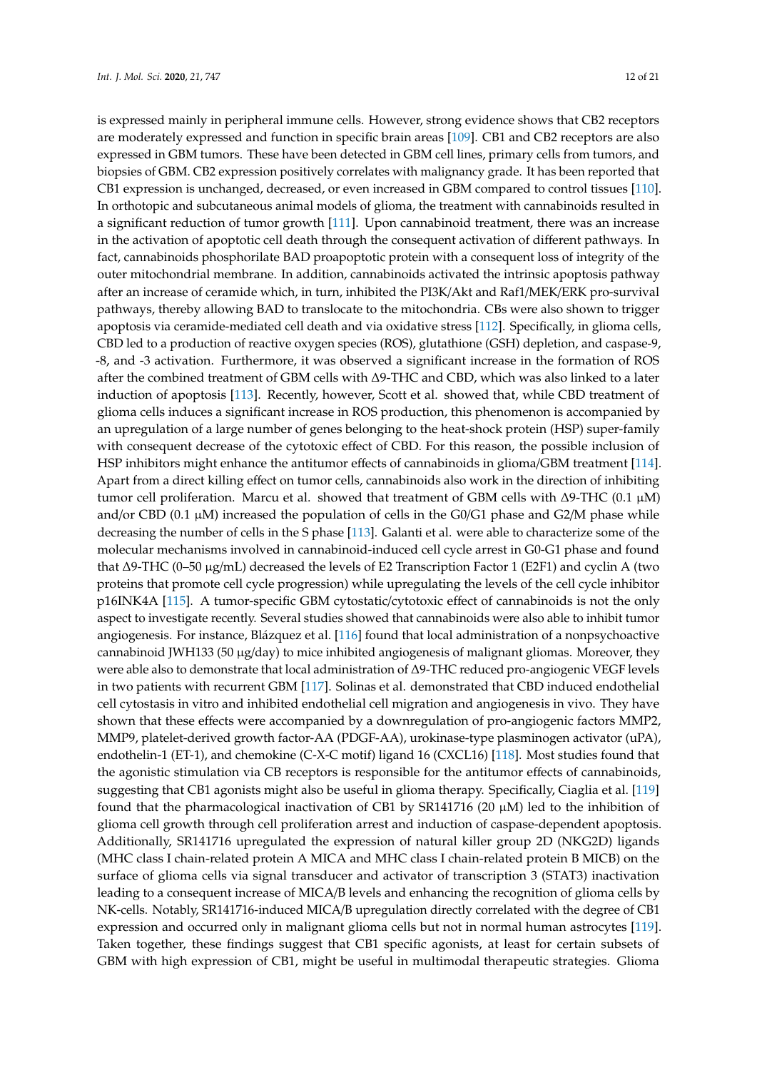is expressed mainly in peripheral immune cells. However, strong evidence shows that CB2 receptors are moderately expressed and function in specific brain areas [109]. CB1 and CB2 receptors are also expressed in GBM tumors. These have been detected in GBM cell lines, primary cells from tumors, and biopsies of GBM. CB2 expression positively correlates with malignancy grade. It has been reported that CB1 expression is unchanged, decreased, or even increased in GBM compared to control tissues [110]. In orthotopic and subcutaneous animal models of glioma, the treatment with cannabinoids resulted in a significant reduction of tumor growth [111]. Upon cannabinoid treatment, there was an increase in the activation of apoptotic cell death through the consequent activation of different pathways. In fact, cannabinoids phosphorilate BAD proapoptotic protein with a consequent loss of integrity of the outer mitochondrial membrane. In addition, cannabinoids activated the intrinsic apoptosis pathway after an increase of ceramide which, in turn, inhibited the PI3K/Akt and Raf1/MEK/ERK pro-survival pathways, thereby allowing BAD to translocate to the mitochondria. CBs were also shown to trigger apoptosis via ceramide-mediated cell death and via oxidative stress [112]. Specifically, in glioma cells, CBD led to a production of reactive oxygen species (ROS), glutathione (GSH) depletion, and caspase-9, -8, and -3 activation. Furthermore, it was observed a significant increase in the formation of ROS after the combined treatment of GBM cells with Δ9-THC and CBD, which was also linked to a later induction of apoptosis [113]. Recently, however, Scott et al. showed that, while CBD treatment of glioma cells induces a significant increase in ROS production, this phenomenon is accompanied by an upregulation of a large number of genes belonging to the heat-shock protein (HSP) super-family with consequent decrease of the cytotoxic effect of CBD. For this reason, the possible inclusion of HSP inhibitors might enhance the antitumor effects of cannabinoids in glioma/GBM treatment [114]. Apart from a direct killing effect on tumor cells, cannabinoids also work in the direction of inhibiting tumor cell proliferation. Marcu et al. showed that treatment of GBM cells with Δ9-THC (0.1 μM) and/or CBD (0.1 μM) increased the population of cells in the G0/G1 phase and G2/M phase while decreasing the number of cells in the S phase [113]. Galanti et al. were able to characterize some of the molecular mechanisms involved in cannabinoid-induced cell cycle arrest in G0-G1 phase and found that Δ9-THC (0–50 μg/mL) decreased the levels of E2 Transcription Factor 1 (E2F1) and cyclin A (two proteins that promote cell cycle progression) while upregulating the levels of the cell cycle inhibitor p16INK4A [115]. A tumor-specific GBM cytostatic/cytotoxic effect of cannabinoids is not the only aspect to investigate recently. Several studies showed that cannabinoids were also able to inhibit tumor angiogenesis. For instance, Blázquez et al. [116] found that local administration of a nonpsychoactive cannabinoid JWH133 (50 μg/day) to mice inhibited angiogenesis of malignant gliomas. Moreover, they were able also to demonstrate that local administration of Δ9-THC reduced pro-angiogenic VEGF levels in two patients with recurrent GBM [117]. Solinas et al. demonstrated that CBD induced endothelial cell cytostasis in vitro and inhibited endothelial cell migration and angiogenesis in vivo. They have shown that these effects were accompanied by a downregulation of pro-angiogenic factors MMP2, MMP9, platelet-derived growth factor-AA (PDGF-AA), urokinase-type plasminogen activator (uPA), endothelin-1 (ET-1), and chemokine (C-X-C motif) ligand 16 (CXCL16) [118]. Most studies found that the agonistic stimulation via CB receptors is responsible for the antitumor effects of cannabinoids, suggesting that CB1 agonists might also be useful in glioma therapy. Specifically, Ciaglia et al. [119] found that the pharmacological inactivation of CB1 by SR141716 (20 μM) led to the inhibition of glioma cell growth through cell proliferation arrest and induction of caspase-dependent apoptosis. Additionally, SR141716 upregulated the expression of natural killer group 2D (NKG2D) ligands (MHC class I chain-related protein A MICA and MHC class I chain-related protein B MICB) on the surface of glioma cells via signal transducer and activator of transcription 3 (STAT3) inactivation leading to a consequent increase of MICA/B levels and enhancing the recognition of glioma cells by NK-cells. Notably, SR141716-induced MICA/B upregulation directly correlated with the degree of CB1 expression and occurred only in malignant glioma cells but not in normal human astrocytes [119]. Taken together, these findings suggest that CB1 specific agonists, at least for certain subsets of GBM with high expression of CB1, might be useful in multimodal therapeutic strategies. Glioma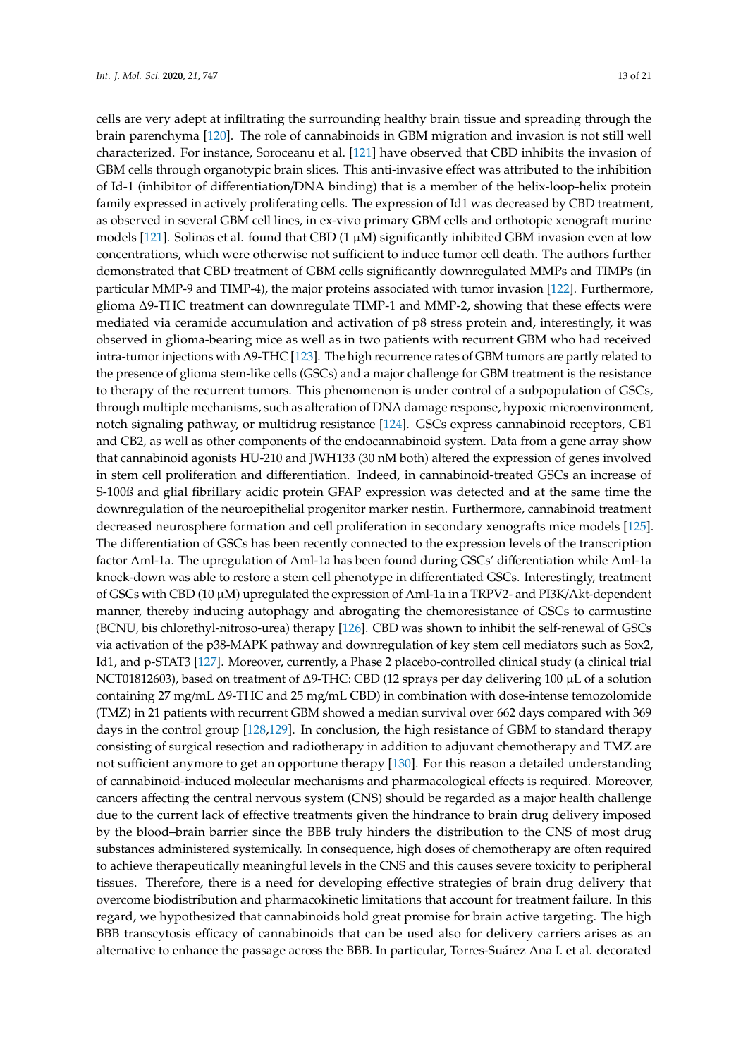cells are very adept at infiltrating the surrounding healthy brain tissue and spreading through the brain parenchyma [120]. The role of cannabinoids in GBM migration and invasion is not still well characterized. For instance, Soroceanu et al. [121] have observed that CBD inhibits the invasion of GBM cells through organotypic brain slices. This anti-invasive effect was attributed to the inhibition of Id-1 (inhibitor of differentiation/DNA binding) that is a member of the helix-loop-helix protein family expressed in actively proliferating cells. The expression of Id1 was decreased by CBD treatment, as observed in several GBM cell lines, in ex-vivo primary GBM cells and orthotopic xenograft murine models [121]. Solinas et al. found that CBD (1 μM) significantly inhibited GBM invasion even at low concentrations, which were otherwise not sufficient to induce tumor cell death. The authors further demonstrated that CBD treatment of GBM cells significantly downregulated MMPs and TIMPs (in particular MMP-9 and TIMP-4), the major proteins associated with tumor invasion [122]. Furthermore, glioma Δ9-THC treatment can downregulate TIMP-1 and MMP-2, showing that these effects were mediated via ceramide accumulation and activation of p8 stress protein and, interestingly, it was observed in glioma-bearing mice as well as in two patients with recurrent GBM who had received intra-tumor injections with Δ9-THC [123]. The high recurrence rates of GBM tumors are partly related to the presence of glioma stem-like cells (GSCs) and a major challenge for GBM treatment is the resistance to therapy of the recurrent tumors. This phenomenon is under control of a subpopulation of GSCs, through multiple mechanisms, such as alteration of DNA damage response, hypoxic microenvironment, notch signaling pathway, or multidrug resistance [124]. GSCs express cannabinoid receptors, CB1 and CB2, as well as other components of the endocannabinoid system. Data from a gene array show that cannabinoid agonists HU-210 and JWH133 (30 nM both) altered the expression of genes involved in stem cell proliferation and differentiation. Indeed, in cannabinoid-treated GSCs an increase of S-100ß and glial fibrillary acidic protein GFAP expression was detected and at the same time the downregulation of the neuroepithelial progenitor marker nestin. Furthermore, cannabinoid treatment decreased neurosphere formation and cell proliferation in secondary xenografts mice models [125]. The differentiation of GSCs has been recently connected to the expression levels of the transcription factor Aml-1a. The upregulation of Aml-1a has been found during GSCs' differentiation while Aml-1a knock-down was able to restore a stem cell phenotype in differentiated GSCs. Interestingly, treatment of GSCs with CBD (10 μM) upregulated the expression of Aml-1a in a TRPV2- and PI3K/Akt-dependent manner, thereby inducing autophagy and abrogating the chemoresistance of GSCs to carmustine (BCNU, bis chlorethyl-nitroso-urea) therapy [126]. CBD was shown to inhibit the self-renewal of GSCs via activation of the p38-MAPK pathway and downregulation of key stem cell mediators such as Sox2, Id1, and p-STAT3 [127]. Moreover, currently, a Phase 2 placebo-controlled clinical study (a clinical trial NCT01812603), based on treatment of Δ9-THC: CBD (12 sprays per day delivering 100 μL of a solution containing 27 mg/mL Δ9-THC and 25 mg/mL CBD) in combination with dose-intense temozolomide (TMZ) in 21 patients with recurrent GBM showed a median survival over 662 days compared with 369 days in the control group [128,129]. In conclusion, the high resistance of GBM to standard therapy consisting of surgical resection and radiotherapy in addition to adjuvant chemotherapy and TMZ are not sufficient anymore to get an opportune therapy [130]. For this reason a detailed understanding of cannabinoid-induced molecular mechanisms and pharmacological effects is required. Moreover, cancers affecting the central nervous system (CNS) should be regarded as a major health challenge due to the current lack of effective treatments given the hindrance to brain drug delivery imposed by the blood–brain barrier since the BBB truly hinders the distribution to the CNS of most drug substances administered systemically. In consequence, high doses of chemotherapy are often required to achieve therapeutically meaningful levels in the CNS and this causes severe toxicity to peripheral tissues. Therefore, there is a need for developing effective strategies of brain drug delivery that overcome biodistribution and pharmacokinetic limitations that account for treatment failure. In this regard, we hypothesized that cannabinoids hold great promise for brain active targeting. The high BBB transcytosis efficacy of cannabinoids that can be used also for delivery carriers arises as an alternative to enhance the passage across the BBB. In particular, Torres-Suárez Ana I. et al. decorated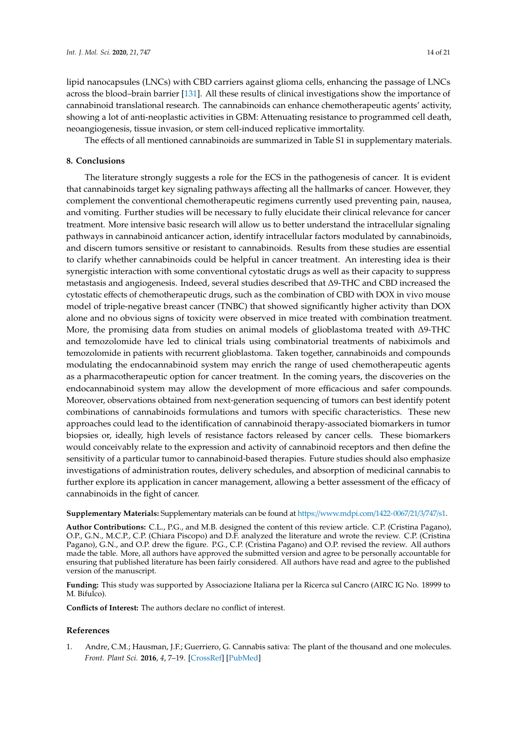lipid nanocapsules (LNCs) with CBD carriers against glioma cells, enhancing the passage of LNCs across the blood–brain barrier [131]. All these results of clinical investigations show the importance of cannabinoid translational research. The cannabinoids can enhance chemotherapeutic agents' activity, showing a lot of anti-neoplastic activities in GBM: Attenuating resistance to programmed cell death, neoangiogenesis, tissue invasion, or stem cell-induced replicative immortality.

The effects of all mentioned cannabinoids are summarized in Table S1 in supplementary materials.

## 8. Conclusions

The literature strongly suggests a role for the ECS in the pathogenesis of cancer. It is evident that cannabinoids target key signaling pathways affecting all the hallmarks of cancer. However, they complement the conventional chemotherapeutic regimens currently used preventing pain, nausea, and vomiting. Further studies will be necessary to fully elucidate their clinical relevance for cancer treatment. More intensive basic research will allow us to better understand the intracellular signaling pathways in cannabinoid anticancer action, identify intracellular factors modulated by cannabinoids, and discern tumors sensitive or resistant to cannabinoids. Results from these studies are essential to clarify whether cannabinoids could be helpful in cancer treatment. An interesting idea is their synergistic interaction with some conventional cytostatic drugs as well as their capacity to suppress metastasis and angiogenesis. Indeed, several studies described that Δ9-THC and CBD increased the cytostatic effects of chemotherapeutic drugs, such as the combination of CBD with DOX in vivo mouse model of triple-negative breast cancer (TNBC) that showed significantly higher activity than DOX alone and no obvious signs of toxicity were observed in mice treated with combination treatment. More, the promising data from studies on animal models of glioblastoma treated with Δ9-THC and temozolomide have led to clinical trials using combinatorial treatments of nabiximols and temozolomide in patients with recurrent glioblastoma. Taken together, cannabinoids and compounds modulating the endocannabinoid system may enrich the range of used chemotherapeutic agents as a pharmacotherapeutic option for cancer treatment. In the coming years, the discoveries on the endocannabinoid system may allow the development of more efficacious and safer compounds. Moreover, observations obtained from next-generation sequencing of tumors can best identify potent combinations of cannabinoids formulations and tumors with specific characteristics. These new approaches could lead to the identification of cannabinoid therapy-associated biomarkers in tumor biopsies or, ideally, high levels of resistance factors released by cancer cells. These biomarkers would conceivably relate to the expression and activity of cannabinoid receptors and then define the sensitivity of a particular tumor to cannabinoid-based therapies. Future studies should also emphasize investigations of administration routes, delivery schedules, and absorption of medicinal cannabis to further explore its application in cancer management, allowing a better assessment of the efficacy of cannabinoids in the fight of cancer.

**Supplementary Materials:** Supplementary materials can be found at https://www.mdpi.com/1422-0067/21/3/747/s1.

**Author Contributions:** C.L., P.G., and M.B. designed the content of this review article. C.P. (Cristina Pagano), O.P., G.N., M.C.P., C.P. (Chiara Piscopo) and D.F. analyzed the literature and wrote the review. C.P. (Cristina Pagano), G.N., and O.P. drew the figure. P.G., C.P. (Cristina Pagano) and O.P. revised the review. All authors made the table. More, all authors have approved the submitted version and agree to be personally accountable for ensuring that published literature has been fairly considered. All authors have read and agree to the published version of the manuscript.

**Funding:** This study was supported by Associazione Italiana per la Ricerca sul Cancro (AIRC IG No. 18999 to M. Bifulco).

**Conflicts of Interest:** The authors declare no conflict of interest.

## References

1. Andre, C.M.; Hausman, J.F.; Guerriero, G. Cannabis sativa: The plant of the thousand and one molecules. *Front. Plant Sci.* **2016**, *4*, 7–19. [CrossRef] [PubMed]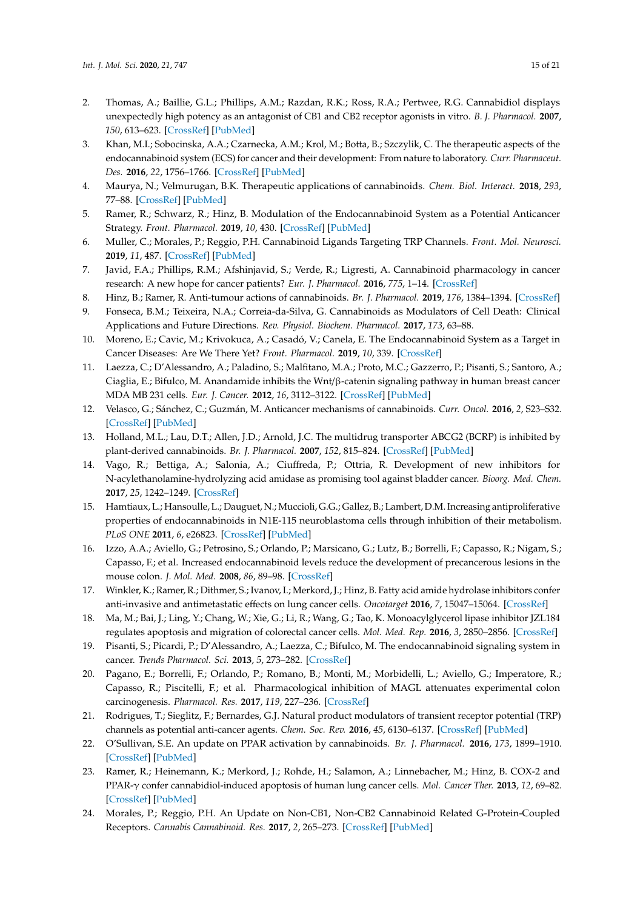2. Thomas, A.; Baillie, G.L.; Phillips, A.M.; Razdan, R.K.; Ross, R.A.; Pertwee, R.G. Cannabidiol displays unexpectedly high potency as an antagonist of CB1 and CB2 receptor agonists in vitro. *B. J. Pharmacol.* **2007**, *150*, 613–623. [CrossRef] [PubMed]
3. Khan, M.I.; Sobocinska, A.A.; Czarnecka, A.M.; Krol, M.; Botta, B.; Szczylik, C. The therapeutic aspects of the endocannabinoid system (ECS) for cancer and their development: From nature to laboratory. *Curr. Pharmaceut. Des.* **2016**, *22*, 1756–1766. [CrossRef] [PubMed]
4. Maurya, N.; Velmurugan, B.K. Therapeutic applications of cannabinoids. *Chem. Biol. Interact.* **2018**, *293*, 77–88. [CrossRef] [PubMed]
5. Ramer, R.; Schwarz, R.; Hinz, B. Modulation of the Endocannabinoid System as a Potential Anticancer Strategy. *Front. Pharmacol.* **2019**, *10*, 430. [CrossRef] [PubMed]
6. Muller, C.; Morales, P.; Reggio, P.H. Cannabinoid Ligands Targeting TRP Channels. *Front. Mol. Neurosci.* **2019**, *11*, 487. [CrossRef] [PubMed]
7. Javid, F.A.; Phillips, R.M.; Afshinjavid, S.; Verde, R.; Ligresti, A. Cannabinoid pharmacology in cancer research: A new hope for cancer patients? *Eur. J. Pharmacol.* **2016**, *775*, 1–14. [CrossRef]
8. Hinz, B.; Ramer, R. Anti-tumour actions of cannabinoids. *Br. J. Pharmacol.* **2019**, *176*, 1384–1394. [CrossRef]
9. Fonseca, B.M.; Teixeira, N.A.; Correia-da-Silva, G. Cannabinoids as Modulators of Cell Death: Clinical Applications and Future Directions. *Rev. Physiol. Biochem. Pharmacol.* **2017**, *173*, 63–88.
10. Moreno, E.; Cavic, M.; Krivokuca, A.; Casadó, V.; Canela, E. The Endocannabinoid System as a Target in Cancer Diseases: Are We There Yet? *Front. Pharmacol.* **2019**, *10*, 339. [CrossRef]
11. Laezza, C.; D'Alessandro, A.; Paladino, S.; Malfitano, M.A.; Proto, M.C.; Gazzerro, P.; Pisanti, S.; Santoro, A.; Ciaglia, E.; Bifulco, M. Anandamide inhibits the Wnt/β-catenin signaling pathway in human breast cancer MDA MB 231 cells. *Eur. J. Cancer.* **2012**, *16*, 3112–3122. [CrossRef] [PubMed]
12. Velasco, G.; Sánchez, C.; Guzmán, M. Anticancer mechanisms of cannabinoids. *Curr. Oncol.* **2016**, *2*, S23–S32. [CrossRef] [PubMed]
13. Holland, M.L.; Lau, D.T.; Allen, J.D.; Arnold, J.C. The multidrug transporter ABCG2 (BCRP) is inhibited by plant-derived cannabinoids. *Br. J. Pharmacol.* **2007**, *152*, 815–824. [CrossRef] [PubMed]
14. Vago, R.; Bettiga, A.; Salonia, A.; Ciuffreda, P.; Ottria, R. Development of new inhibitors for N-acylethanolamine-hydrolyzing acid amidase as promising tool against bladder cancer. *Bioorg. Med. Chem.* **2017**, *25*, 1242–1249. [CrossRef]
15. Hamtiaux, L.; Hansoulle, L.; Dauguet, N.; Muccioli, G.G.; Gallez, B.; Lambert, D.M. Increasing antiproliferative properties of endocannabinoids in N1E-115 neuroblastoma cells through inhibition of their metabolism. *PLoS ONE* **2011**, *6*, e26823. [CrossRef] [PubMed]
16. Izzo, A.A.; Aviello, G.; Petrosino, S.; Orlando, P.; Marsicano, G.; Lutz, B.; Borrelli, F.; Capasso, R.; Nigam, S.; Capasso, F.; et al. Increased endocannabinoid levels reduce the development of precancerous lesions in the mouse colon. *J. Mol. Med.* **2008**, *86*, 89–98. [CrossRef]
17. Winkler, K.; Ramer, R.; Dithmer, S.; Ivanov, I.; Merkord, J.; Hinz, B. Fatty acid amide hydrolase inhibitors confer anti-invasive and antimetastatic effects on lung cancer cells. *Oncotarget* **2016**, *7*, 15047–15064. [CrossRef]
18. Ma, M.; Bai, J.; Ling, Y.; Chang, W.; Xie, G.; Li, R.; Wang, G.; Tao, K. Monoacylglycerol lipase inhibitor JZL184 regulates apoptosis and migration of colorectal cancer cells. *Mol. Med. Rep.* **2016**, *3*, 2850–2856. [CrossRef]
19. Pisanti, S.; Picardi, P.; D'Alessandro, A.; Laezza, C.; Bifulco, M. The endocannabinoid signaling system in cancer. *Trends Pharmacol. Sci.* **2013**, *5*, 273–282. [CrossRef]
20. Pagano, E.; Borrelli, F.; Orlando, P.; Romano, B.; Monti, M.; Morbidelli, L.; Aviello, G.; Imperatore, R.; Capasso, R.; Piscitelli, F.; et al. Pharmacological inhibition of MAGL attenuates experimental colon carcinogenesis. *Pharmacol. Res.* **2017**, *119*, 227–236. [CrossRef]
21. Rodrigues, T.; Sieglitz, F.; Bernardes, G.J. Natural product modulators of transient receptor potential (TRP) channels as potential anti-cancer agents. *Chem. Soc. Rev.* **2016**, *45*, 6130–6137. [CrossRef] [PubMed]
22. O'Sullivan, S.E. An update on PPAR activation by cannabinoids. *Br. J. Pharmacol.* **2016**, *173*, 1899–1910. [CrossRef] [PubMed]
23. Ramer, R.; Heinemann, K.; Merkord, J.; Rohde, H.; Salamon, A.; Linnebacher, M.; Hinz, B. COX-2 and PPAR-γ confer cannabidiol-induced apoptosis of human lung cancer cells. *Mol. Cancer Ther.* **2013**, *12*, 69–82. [CrossRef] [PubMed]
24. Morales, P.; Reggio, P.H. An Update on Non-CB1, Non-CB2 Cannabinoid Related G-Protein-Coupled Receptors. *Cannabis Cannabinoid. Res.* **2017**, *2*, 265–273. [CrossRef] [PubMed]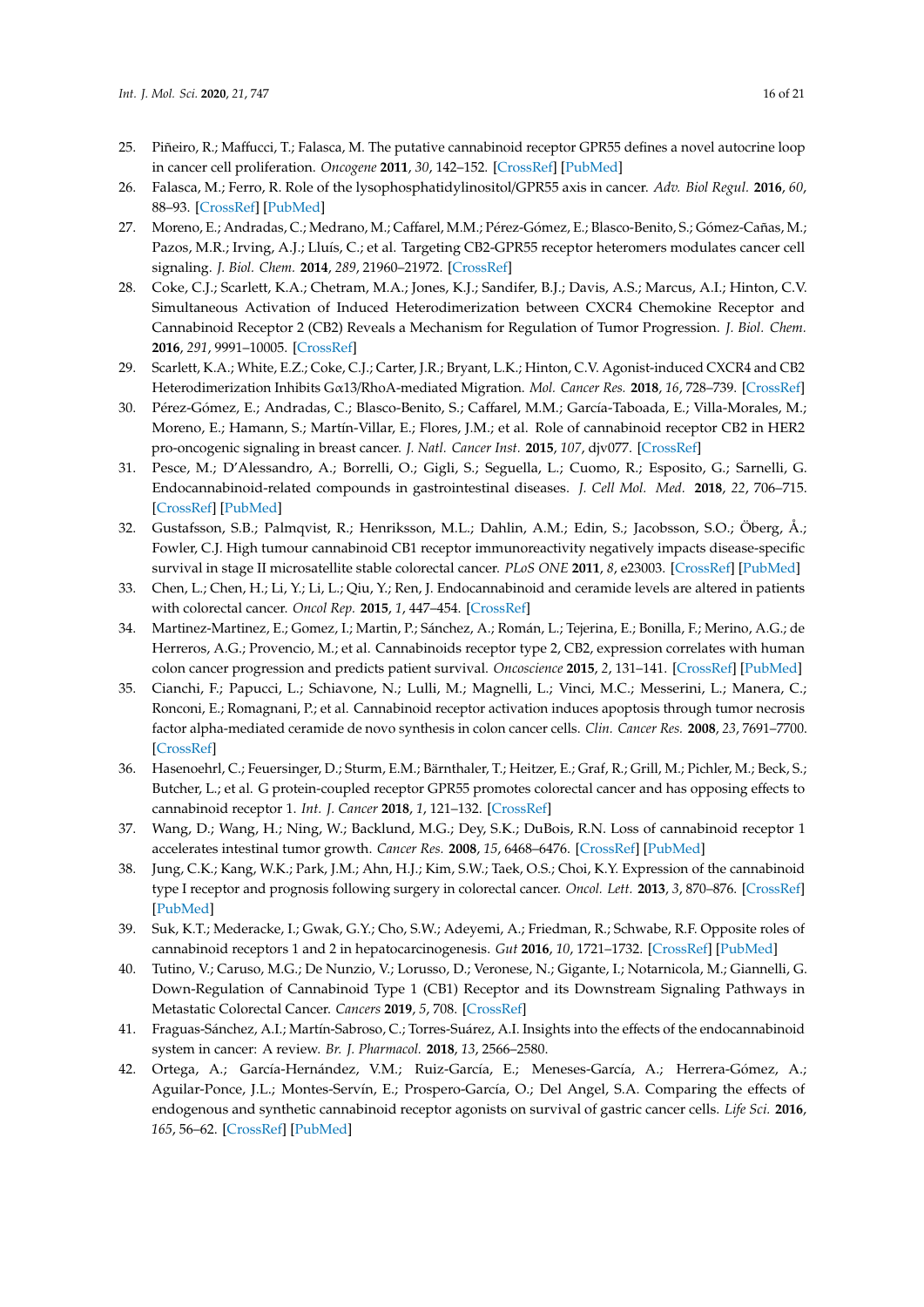25. Piñeiro, R.; Maffucci, T.; Falasca, M. The putative cannabinoid receptor GPR55 defines a novel autocrine loop in cancer cell proliferation. *Oncogene* **2011**, *30*, 142–152. [CrossRef] [PubMed]
26. Falasca, M.; Ferro, R. Role of the lysophosphatidylinositol/GPR55 axis in cancer. *Adv. Biol Regul.* **2016**, *60*, 88–93. [CrossRef] [PubMed]
27. Moreno, E.; Andradas, C.; Medrano, M.; Caffarel, M.M.; Pérez-Gómez, E.; Blasco-Benito, S.; Gómez-Cañas, M.; Pazos, M.R.; Irving, A.J.; Lluís, C.; et al. Targeting CB2-GPR55 receptor heteromers modulates cancer cell signaling. *J. Biol. Chem.* **2014**, *289*, 21960–21972. [CrossRef]
28. Coke, C.J.; Scarlett, K.A.; Chetram, M.A.; Jones, K.J.; Sandifer, B.J.; Davis, A.S.; Marcus, A.I.; Hinton, C.V. Simultaneous Activation of Induced Heterodimerization between CXCR4 Chemokine Receptor and Cannabinoid Receptor 2 (CB2) Reveals a Mechanism for Regulation of Tumor Progression. *J. Biol. Chem.* **2016**, *291*, 9991–10005. [CrossRef]
29. Scarlett, K.A.; White, E.Z.; Coke, C.J.; Carter, J.R.; Bryant, L.K.; Hinton, C.V. Agonist-induced CXCR4 and CB2 Heterodimerization Inhibits Gα13/RhoA-mediated Migration. *Mol. Cancer Res.* **2018**, *16*, 728–739. [CrossRef]
30. Pérez-Gómez, E.; Andradas, C.; Blasco-Benito, S.; Caffarel, M.M.; García-Taboada, E.; Villa-Morales, M.; Moreno, E.; Hamann, S.; Martín-Villar, E.; Flores, J.M.; et al. Role of cannabinoid receptor CB2 in HER2 pro-oncogenic signaling in breast cancer. *J. Natl. Cancer Inst.* **2015**, *107*, djv077. [CrossRef]
31. Pesce, M.; D'Alessandro, A.; Borrelli, O.; Gigli, S.; Seguella, L.; Cuomo, R.; Esposito, G.; Sarnelli, G. Endocannabinoid-related compounds in gastrointestinal diseases. *J. Cell Mol. Med.* **2018**, *22*, 706–715. [CrossRef] [PubMed]
32. Gustafsson, S.B.; Palmqvist, R.; Henriksson, M.L.; Dahlin, A.M.; Edin, S.; Jacobsson, S.O.; Öberg, Å.; Fowler, C.J. High tumour cannabinoid CB1 receptor immunoreactivity negatively impacts disease-specific survival in stage II microsatellite stable colorectal cancer. *PLoS ONE* **2011**, *8*, e23003. [CrossRef] [PubMed]
33. Chen, L.; Chen, H.; Li, Y.; Li, L.; Qiu, Y.; Ren, J. Endocannabinoid and ceramide levels are altered in patients with colorectal cancer. *Oncol Rep.* **2015**, *1*, 447–454. [CrossRef]
34. Martinez-Martinez, E.; Gomez, I.; Martin, P.; Sánchez, A.; Román, L.; Tejerina, E.; Bonilla, F.; Merino, A.G.; de Herreros, A.G.; Provencio, M.; et al. Cannabinoids receptor type 2, CB2, expression correlates with human colon cancer progression and predicts patient survival. *Oncoscience* **2015**, *2*, 131–141. [CrossRef] [PubMed]
35. Cianchi, F.; Papucci, L.; Schiavone, N.; Lulli, M.; Magnelli, L.; Vinci, M.C.; Messerini, L.; Manera, C.; Ronconi, E.; Romagnani, P.; et al. Cannabinoid receptor activation induces apoptosis through tumor necrosis factor alpha-mediated ceramide de novo synthesis in colon cancer cells. *Clin. Cancer Res.* **2008**, *23*, 7691–7700. [CrossRef]
36. Hasenoehrl, C.; Feuersinger, D.; Sturm, E.M.; Bärnthaler, T.; Heitzer, E.; Graf, R.; Grill, M.; Pichler, M.; Beck, S.; Butcher, L.; et al. G protein-coupled receptor GPR55 promotes colorectal cancer and has opposing effects to cannabinoid receptor 1. *Int. J. Cancer* **2018**, *1*, 121–132. [CrossRef]
37. Wang, D.; Wang, H.; Ning, W.; Backlund, M.G.; Dey, S.K.; DuBois, R.N. Loss of cannabinoid receptor 1 accelerates intestinal tumor growth. *Cancer Res.* **2008**, *15*, 6468–6476. [CrossRef] [PubMed]
38. Jung, C.K.; Kang, W.K.; Park, J.M.; Ahn, H.J.; Kim, S.W.; Taek, O.S.; Choi, K.Y. Expression of the cannabinoid type I receptor and prognosis following surgery in colorectal cancer. *Oncol. Lett.* **2013**, *3*, 870–876. [CrossRef] [PubMed]
39. Suk, K.T.; Mederacke, I.; Gwak, G.Y.; Cho, S.W.; Adeyemi, A.; Friedman, R.; Schwabe, R.F. Opposite roles of cannabinoid receptors 1 and 2 in hepatocarcinogenesis. *Gut* **2016**, *10*, 1721–1732. [CrossRef] [PubMed]
40. Tutino, V.; Caruso, M.G.; De Nunzio, V.; Lorusso, D.; Veronese, N.; Gigante, I.; Notarnicola, M.; Giannelli, G. Down-Regulation of Cannabinoid Type 1 (CB1) Receptor and its Downstream Signaling Pathways in Metastatic Colorectal Cancer. *Cancers* **2019**, *5*, 708. [CrossRef]
41. Fraguas-Sánchez, A.I.; Martín-Sabroso, C.; Torres-Suárez, A.I. Insights into the effects of the endocannabinoid system in cancer: A review. *Br. J. Pharmacol.* **2018**, *13*, 2566–2580.
42. Ortega, A.; García-Hernández, V.M.; Ruiz-García, E.; Meneses-García, A.; Herrera-Gómez, A.; Aguilar-Ponce, J.L.; Montes-Servín, E.; Prospero-García, O.; Del Angel, S.A. Comparing the effects of endogenous and synthetic cannabinoid receptor agonists on survival of gastric cancer cells. *Life Sci.* **2016**, *165*, 56–62. [CrossRef] [PubMed]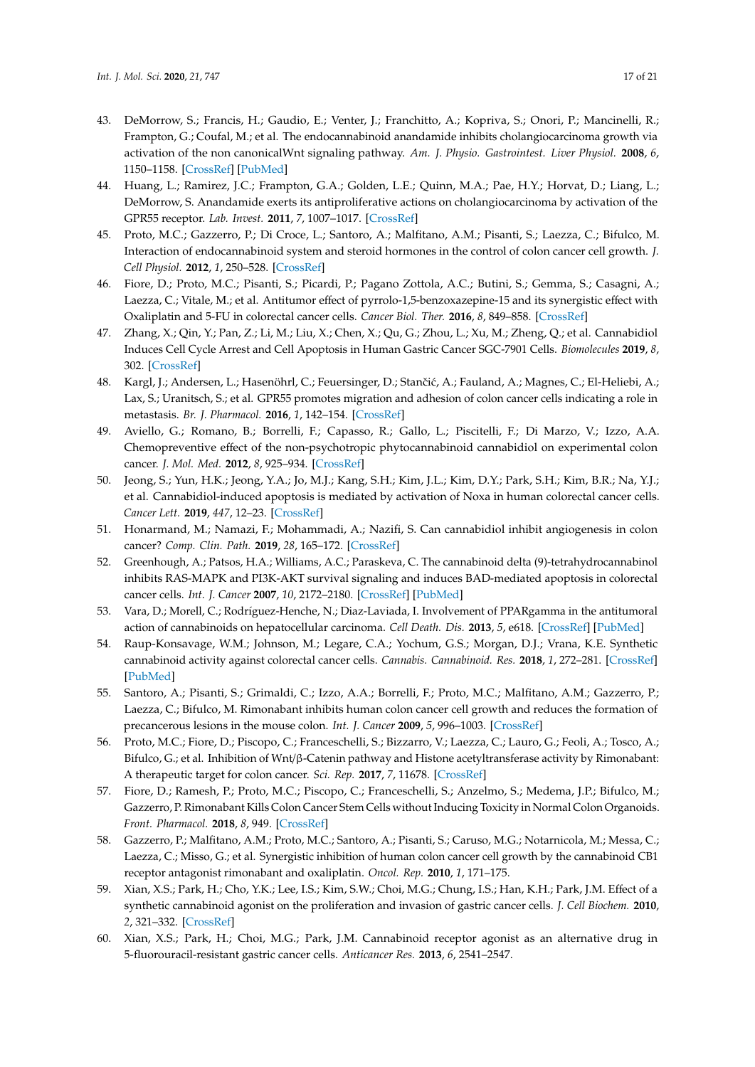43. DeMorrow, S.; Francis, H.; Gaudio, E.; Venter, J.; Franchitto, A.; Kopriva, S.; Onori, P.; Mancinelli, R.; Frampton, G.; Coufal, M.; et al. The endocannabinoid anandamide inhibits cholangiocarcinoma growth via activation of the non canonicalWnt signaling pathway. *Am. J. Physio. Gastrointest. Liver Physiol.* **2008**, *6*, 1150–1158. [CrossRef] [PubMed]
44. Huang, L.; Ramirez, J.C.; Frampton, G.A.; Golden, L.E.; Quinn, M.A.; Pae, H.Y.; Horvat, D.; Liang, L.; DeMorrow, S. Anandamide exerts its antiproliferative actions on cholangiocarcinoma by activation of the GPR55 receptor. *Lab. Invest.* **2011**, *7*, 1007–1017. [CrossRef]
45. Proto, M.C.; Gazzerro, P.; Di Croce, L.; Santoro, A.; Malfitano, A.M.; Pisanti, S.; Laezza, C.; Bifulco, M. Interaction of endocannabinoid system and steroid hormones in the control of colon cancer cell growth. *J. Cell Physiol.* **2012**, *1*, 250–528. [CrossRef]
46. Fiore, D.; Proto, M.C.; Pisanti, S.; Picardi, P.; Pagano Zottola, A.C.; Butini, S.; Gemma, S.; Casagni, A.; Laezza, C.; Vitale, M.; et al. Antitumor effect of pyrrolo-1,5-benzoxazepine-15 and its synergistic effect with Oxaliplatin and 5-FU in colorectal cancer cells. *Cancer Biol. Ther.* **2016**, *8*, 849–858. [CrossRef]
47. Zhang, X.; Qin, Y.; Pan, Z.; Li, M.; Liu, X.; Chen, X.; Qu, G.; Zhou, L.; Xu, M.; Zheng, Q.; et al. Cannabidiol Induces Cell Cycle Arrest and Cell Apoptosis in Human Gastric Cancer SGC-7901 Cells. *Biomolecules* **2019**, *8*, 302. [CrossRef]
48. Kargl, J.; Andersen, L.; Hasenöhrl, C.; Feuersinger, D.; Stančić, A.; Fauland, A.; Magnes, C.; El-Heliebi, A.; Lax, S.; Uranitsch, S.; et al. GPR55 promotes migration and adhesion of colon cancer cells indicating a role in metastasis. *Br. J. Pharmacol.* **2016**, *1*, 142–154. [CrossRef]
49. Aviello, G.; Romano, B.; Borrelli, F.; Capasso, R.; Gallo, L.; Piscitelli, F.; Di Marzo, V.; Izzo, A.A. Chemopreventive effect of the non-psychotropic phytocannabinoid cannabidiol on experimental colon cancer. *J. Mol. Med.* **2012**, *8*, 925–934. [CrossRef]
50. Jeong, S.; Yun, H.K.; Jeong, Y.A.; Jo, M.J.; Kang, S.H.; Kim, J.L.; Kim, D.Y.; Park, S.H.; Kim, B.R.; Na, Y.J.; et al. Cannabidiol-induced apoptosis is mediated by activation of Noxa in human colorectal cancer cells. *Cancer Lett.* **2019**, *447*, 12–23. [CrossRef]
51. Honarmand, M.; Namazi, F.; Mohammadi, A.; Nazifi, S. Can cannabidiol inhibit angiogenesis in colon cancer? *Comp. Clin. Path.* **2019**, *28*, 165–172. [CrossRef]
52. Greenhough, A.; Patsos, H.A.; Williams, A.C.; Paraskeva, C. The cannabinoid delta (9)-tetrahydrocannabinol inhibits RAS-MAPK and PI3K-AKT survival signaling and induces BAD-mediated apoptosis in colorectal cancer cells. *Int. J. Cancer* **2007**, *10*, 2172–2180. [CrossRef] [PubMed]
53. Vara, D.; Morell, C.; Rodríguez-Henche, N.; Diaz-Laviada, I. Involvement of PPARgamma in the antitumoral action of cannabinoids on hepatocellular carcinoma. *Cell Death. Dis.* **2013**, *5*, e618. [CrossRef] [PubMed]
54. Raup-Konsavage, W.M.; Johnson, M.; Legare, C.A.; Yochum, G.S.; Morgan, D.J.; Vrana, K.E. Synthetic cannabinoid activity against colorectal cancer cells. *Cannabis. Cannabinoid. Res.* **2018**, *1*, 272–281. [CrossRef] [PubMed]
55. Santoro, A.; Pisanti, S.; Grimaldi, C.; Izzo, A.A.; Borrelli, F.; Proto, M.C.; Malfitano, A.M.; Gazzerro, P.; Laezza, C.; Bifulco, M. Rimonabant inhibits human colon cancer cell growth and reduces the formation of precancerous lesions in the mouse colon. *Int. J. Cancer* **2009**, *5*, 996–1003. [CrossRef]
56. Proto, M.C.; Fiore, D.; Piscopo, C.; Franceschelli, S.; Bizzarro, V.; Laezza, C.; Lauro, G.; Feoli, A.; Tosco, A.; Bifulco, G.; et al. Inhibition of Wnt/β-Catenin pathway and Histone acetyltransferase activity by Rimonabant: A therapeutic target for colon cancer. *Sci. Rep.* **2017**, *7*, 11678. [CrossRef]
57. Fiore, D.; Ramesh, P.; Proto, M.C.; Piscopo, C.; Franceschelli, S.; Anzelmo, S.; Medema, J.P.; Bifulco, M.; Gazzerro, P. Rimonabant Kills Colon Cancer Stem Cells without Inducing Toxicity in Normal Colon Organoids. *Front. Pharmacol.* **2018**, *8*, 949. [CrossRef]
58. Gazzerro, P.; Malfitano, A.M.; Proto, M.C.; Santoro, A.; Pisanti, S.; Caruso, M.G.; Notarnicola, M.; Messa, C.; Laezza, C.; Misso, G.; et al. Synergistic inhibition of human colon cancer cell growth by the cannabinoid CB1 receptor antagonist rimonabant and oxaliplatin. *Oncol. Rep.* **2010**, *1*, 171–175.
59. Xian, X.S.; Park, H.; Cho, Y.K.; Lee, I.S.; Kim, S.W.; Choi, M.G.; Chung, I.S.; Han, K.H.; Park, J.M. Effect of a synthetic cannabinoid agonist on the proliferation and invasion of gastric cancer cells. *J. Cell Biochem.* **2010**, *2*, 321–332. [CrossRef]
60. Xian, X.S.; Park, H.; Choi, M.G.; Park, J.M. Cannabinoid receptor agonist as an alternative drug in 5-fluorouracil-resistant gastric cancer cells. *Anticancer Res.* **2013**, *6*, 2541–2547.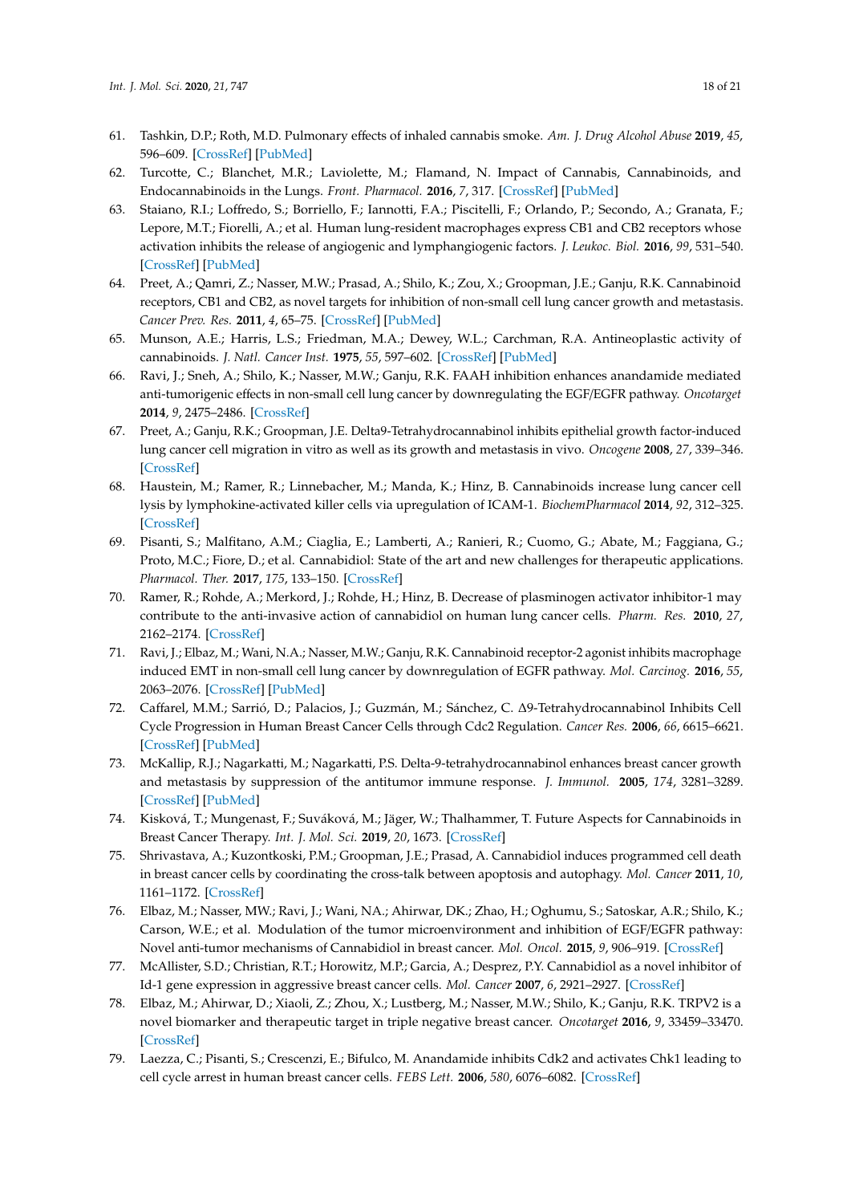61. Tashkin, D.P.; Roth, M.D. Pulmonary effects of inhaled cannabis smoke. *Am. J. Drug Alcohol Abuse* **2019**, *45*, 596–609. [CrossRef] [PubMed]
62. Turcotte, C.; Blanchet, M.R.; Laviolette, M.; Flamand, N. Impact of Cannabis, Cannabinoids, and Endocannabinoids in the Lungs. *Front. Pharmacol.* **2016**, *7*, 317. [CrossRef] [PubMed]
63. Staiano, R.I.; Loffredo, S.; Borriello, F.; Iannotti, F.A.; Piscitelli, F.; Orlando, P.; Secondo, A.; Granata, F.; Lepore, M.T.; Fiorelli, A.; et al. Human lung-resident macrophages express CB1 and CB2 receptors whose activation inhibits the release of angiogenic and lymphangiogenic factors. *J. Leukoc. Biol.* **2016**, *99*, 531–540. [CrossRef] [PubMed]
64. Preet, A.; Qamri, Z.; Nasser, M.W.; Prasad, A.; Shilo, K.; Zou, X.; Groopman, J.E.; Ganju, R.K. Cannabinoid receptors, CB1 and CB2, as novel targets for inhibition of non-small cell lung cancer growth and metastasis. *Cancer Prev. Res.* **2011**, *4*, 65–75. [CrossRef] [PubMed]
65. Munson, A.E.; Harris, L.S.; Friedman, M.A.; Dewey, W.L.; Carchman, R.A. Antineoplastic activity of cannabinoids. *J. Natl. Cancer Inst.* **1975**, *55*, 597–602. [CrossRef] [PubMed]
66. Ravi, J.; Sneh, A.; Shilo, K.; Nasser, M.W.; Ganju, R.K. FAAH inhibition enhances anandamide mediated anti-tumorigenic effects in non-small cell lung cancer by downregulating the EGF/EGFR pathway. *Oncotarget* **2014**, *9*, 2475–2486. [CrossRef]
67. Preet, A.; Ganju, R.K.; Groopman, J.E. Delta9-Tetrahydrocannabinol inhibits epithelial growth factor-induced lung cancer cell migration in vitro as well as its growth and metastasis in vivo. *Oncogene* **2008**, *27*, 339–346. [CrossRef]
68. Haustein, M.; Ramer, R.; Linnebacher, M.; Manda, K.; Hinz, B. Cannabinoids increase lung cancer cell lysis by lymphokine-activated killer cells via upregulation of ICAM-1. *BiochemPharmacol* **2014**, *92*, 312–325. [CrossRef]
69. Pisanti, S.; Malfitano, A.M.; Ciaglia, E.; Lamberti, A.; Ranieri, R.; Cuomo, G.; Abate, M.; Faggiana, G.; Proto, M.C.; Fiore, D.; et al. Cannabidiol: State of the art and new challenges for therapeutic applications. *Pharmacol. Ther.* **2017**, *175*, 133–150. [CrossRef]
70. Ramer, R.; Rohde, A.; Merkord, J.; Rohde, H.; Hinz, B. Decrease of plasminogen activator inhibitor-1 may contribute to the anti-invasive action of cannabidiol on human lung cancer cells. *Pharm. Res.* **2010**, *27*, 2162–2174. [CrossRef]
71. Ravi, J.; Elbaz, M.; Wani, N.A.; Nasser, M.W.; Ganju, R.K. Cannabinoid receptor-2 agonist inhibits macrophage induced EMT in non-small cell lung cancer by downregulation of EGFR pathway. *Mol. Carcinog.* **2016**, *55*, 2063–2076. [CrossRef] [PubMed]
72. Caffarel, M.M.; Sarrió, D.; Palacios, J.; Guzmán, M.; Sánchez, C. Δ9-Tetrahydrocannabinol Inhibits Cell Cycle Progression in Human Breast Cancer Cells through Cdc2 Regulation. *Cancer Res.* **2006**, *66*, 6615–6621. [CrossRef] [PubMed]
73. McKallip, R.J.; Nagarkatti, M.; Nagarkatti, P.S. Delta-9-tetrahydrocannabinol enhances breast cancer growth and metastasis by suppression of the antitumor immune response. *J. Immunol.* **2005**, *174*, 3281–3289. [CrossRef] [PubMed]
74. Kisková, T.; Mungenast, F.; Suváková, M.; Jäger, W.; Thalhammer, T. Future Aspects for Cannabinoids in Breast Cancer Therapy. *Int. J. Mol. Sci.* **2019**, *20*, 1673. [CrossRef]
75. Shrivastava, A.; Kuzontkoski, P.M.; Groopman, J.E.; Prasad, A. Cannabidiol induces programmed cell death in breast cancer cells by coordinating the cross-talk between apoptosis and autophagy. *Mol. Cancer* **2011**, *10*, 1161–1172. [CrossRef]
76. Elbaz, M.; Nasser, MW.; Ravi, J.; Wani, NA.; Ahirwar, DK.; Zhao, H.; Oghumu, S.; Satoskar, A.R.; Shilo, K.; Carson, W.E.; et al. Modulation of the tumor microenvironment and inhibition of EGF/EGFR pathway: Novel anti-tumor mechanisms of Cannabidiol in breast cancer. *Mol. Oncol.* **2015**, *9*, 906–919. [CrossRef]
77. McAllister, S.D.; Christian, R.T.; Horowitz, M.P.; Garcia, A.; Desprez, P.Y. Cannabidiol as a novel inhibitor of Id-1 gene expression in aggressive breast cancer cells. *Mol. Cancer* **2007**, *6*, 2921–2927. [CrossRef]
78. Elbaz, M.; Ahirwar, D.; Xiaoli, Z.; Zhou, X.; Lustberg, M.; Nasser, M.W.; Shilo, K.; Ganju, R.K. TRPV2 is a novel biomarker and therapeutic target in triple negative breast cancer. *Oncotarget* **2016**, *9*, 33459–33470. [CrossRef]
79. Laezza, C.; Pisanti, S.; Crescenzi, E.; Bifulco, M. Anandamide inhibits Cdk2 and activates Chk1 leading to cell cycle arrest in human breast cancer cells. *FEBS Lett.* **2006**, *580*, 6076–6082. [CrossRef]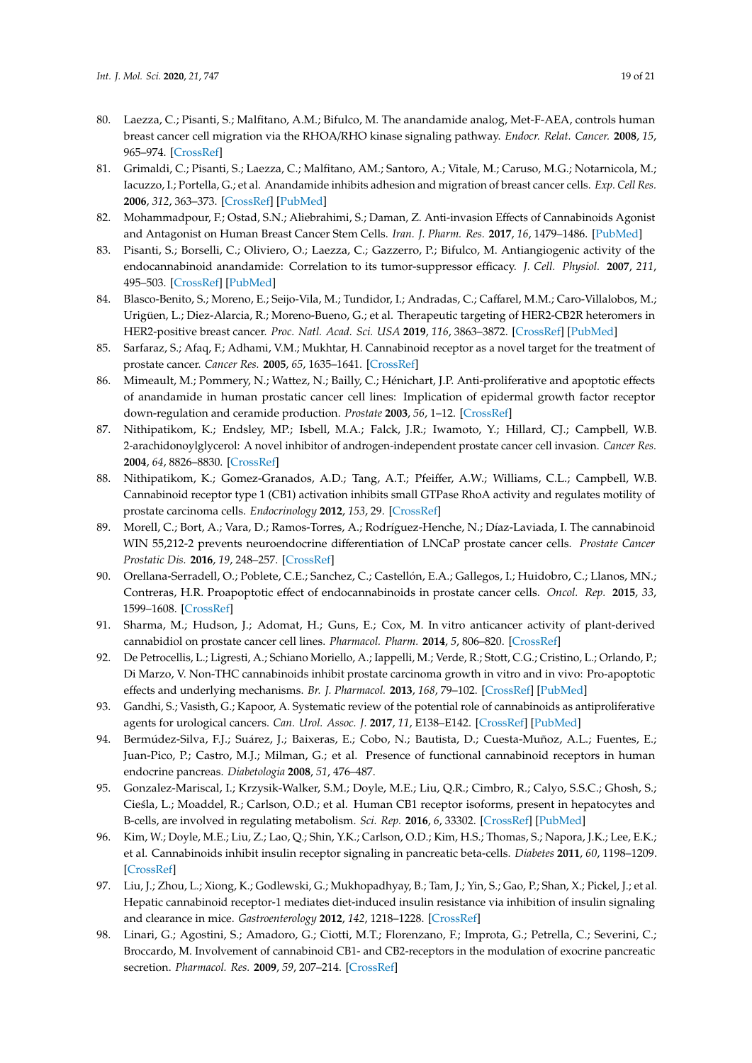80. Laezza, C.; Pisanti, S.; Malfitano, A.M.; Bifulco, M. The anandamide analog, Met-F-AEA, controls human breast cancer cell migration via the RHOA/RHO kinase signaling pathway. *Endocr. Relat. Cancer.* **2008**, *15*, 965–974. [CrossRef]
81. Grimaldi, C.; Pisanti, S.; Laezza, C.; Malfitano, AM.; Santoro, A.; Vitale, M.; Caruso, M.G.; Notarnicola, M.; Iacuzzo, I.; Portella, G.; et al. Anandamide inhibits adhesion and migration of breast cancer cells. *Exp. Cell Res.* **2006**, *312*, 363–373. [CrossRef] [PubMed]
82. Mohammadpour, F.; Ostad, S.N.; Aliebrahimi, S.; Daman, Z. Anti-invasion Effects of Cannabinoids Agonist and Antagonist on Human Breast Cancer Stem Cells. *Iran. J. Pharm. Res.* **2017**, *16*, 1479–1486. [PubMed]
83. Pisanti, S.; Borselli, C.; Oliviero, O.; Laezza, C.; Gazzerro, P.; Bifulco, M. Antiangiogenic activity of the endocannabinoid anandamide: Correlation to its tumor-suppressor efficacy. *J. Cell. Physiol.* **2007**, *211*, 495–503. [CrossRef] [PubMed]
84. Blasco-Benito, S.; Moreno, E.; Seijo-Vila, M.; Tundidor, I.; Andradas, C.; Caffarel, M.M.; Caro-Villalobos, M.; Urigüen, L.; Diez-Alarcia, R.; Moreno-Bueno, G.; et al. Therapeutic targeting of HER2-CB2R heteromers in HER2-positive breast cancer. *Proc. Natl. Acad. Sci. USA* **2019**, *116*, 3863–3872. [CrossRef] [PubMed]
85. Sarfaraz, S.; Afaq, F.; Adhami, V.M.; Mukhtar, H. Cannabinoid receptor as a novel target for the treatment of prostate cancer. *Cancer Res.* **2005**, *65*, 1635–1641. [CrossRef]
86. Mimeault, M.; Pommery, N.; Wattez, N.; Bailly, C.; Hénichart, J.P. Anti-proliferative and apoptotic effects of anandamide in human prostatic cancer cell lines: Implication of epidermal growth factor receptor down-regulation and ceramide production. *Prostate* **2003**, *56*, 1–12. [CrossRef]
87. Nithipatikom, K.; Endsley, MP.; Isbell, M.A.; Falck, J.R.; Iwamoto, Y.; Hillard, CJ.; Campbell, W.B. 2-arachidonoylglycerol: A novel inhibitor of androgen-independent prostate cancer cell invasion. *Cancer Res.* **2004**, *64*, 8826–8830. [CrossRef]
88. Nithipatikom, K.; Gomez-Granados, A.D.; Tang, A.T.; Pfeiffer, A.W.; Williams, C.L.; Campbell, W.B. Cannabinoid receptor type 1 (CB1) activation inhibits small GTPase RhoA activity and regulates motility of prostate carcinoma cells. *Endocrinology* **2012**, *153*, 29. [CrossRef]
89. Morell, C.; Bort, A.; Vara, D.; Ramos-Torres, A.; Rodríguez-Henche, N.; Díaz-Laviada, I. The cannabinoid WIN 55,212-2 prevents neuroendocrine differentiation of LNCaP prostate cancer cells. *Prostate Cancer Prostatic Dis.* **2016**, *19*, 248–257. [CrossRef]
90. Orellana-Serradell, O.; Poblete, C.E.; Sanchez, C.; Castellón, E.A.; Gallegos, I.; Huidobro, C.; Llanos, MN.; Contreras, H.R. Proapoptotic effect of endocannabinoids in prostate cancer cells. *Oncol. Rep.* **2015**, *33*, 1599–1608. [CrossRef]
91. Sharma, M.; Hudson, J.; Adomat, H.; Guns, E.; Cox, M. In vitro anticancer activity of plant-derived cannabidiol on prostate cancer cell lines. *Pharmacol. Pharm.* **2014**, *5*, 806–820. [CrossRef]
92. De Petrocellis, L.; Ligresti, A.; Schiano Moriello, A.; Iappelli, M.; Verde, R.; Stott, C.G.; Cristino, L.; Orlando, P.; Di Marzo, V. Non-THC cannabinoids inhibit prostate carcinoma growth in vitro and in vivo: Pro-apoptotic effects and underlying mechanisms. *Br. J. Pharmacol.* **2013**, *168*, 79–102. [CrossRef] [PubMed]
93. Gandhi, S.; Vasisth, G.; Kapoor, A. Systematic review of the potential role of cannabinoids as antiproliferative agents for urological cancers. *Can. Urol. Assoc. J.* **2017**, *11*, E138–E142. [CrossRef] [PubMed]
94. Bermúdez-Silva, F.J.; Suárez, J.; Baixeras, E.; Cobo, N.; Bautista, D.; Cuesta-Muñoz, A.L.; Fuentes, E.; Juan-Pico, P.; Castro, M.J.; Milman, G.; et al. Presence of functional cannabinoid receptors in human endocrine pancreas. *Diabetologia* **2008**, *51*, 476–487.
95. Gonzalez-Mariscal, I.; Krzysik-Walker, S.M.; Doyle, M.E.; Liu, Q.R.; Cimbro, R.; Calyo, S.S.C.; Ghosh, S.; Cieśla, L.; Moaddel, R.; Carlson, O.D.; et al. Human CB1 receptor isoforms, present in hepatocytes and B-cells, are involved in regulating metabolism. *Sci. Rep.* **2016**, *6*, 33302. [CrossRef] [PubMed]
96. Kim, W.; Doyle, M.E.; Liu, Z.; Lao, Q.; Shin, Y.K.; Carlson, O.D.; Kim, H.S.; Thomas, S.; Napora, J.K.; Lee, E.K.; et al. Cannabinoids inhibit insulin receptor signaling in pancreatic beta-cells. *Diabetes* **2011**, *60*, 1198–1209. [CrossRef]
97. Liu, J.; Zhou, L.; Xiong, K.; Godlewski, G.; Mukhopadhyay, B.; Tam, J.; Yin, S.; Gao, P.; Shan, X.; Pickel, J.; et al. Hepatic cannabinoid receptor-1 mediates diet-induced insulin resistance via inhibition of insulin signaling and clearance in mice. *Gastroenterology* **2012**, *142*, 1218–1228. [CrossRef]
98. Linari, G.; Agostini, S.; Amadoro, G.; Ciotti, M.T.; Florenzano, F.; Improta, G.; Petrella, C.; Severini, C.; Broccardo, M. Involvement of cannabinoid CB1- and CB2-receptors in the modulation of exocrine pancreatic secretion. *Pharmacol. Res.* **2009**, *59*, 207–214. [CrossRef]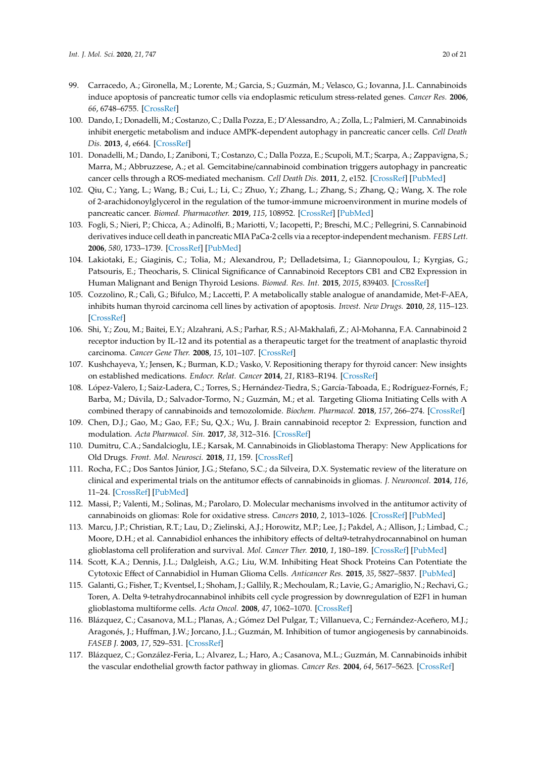99. Carracedo, A.; Gironella, M.; Lorente, M.; Garcia, S.; Guzmán, M.; Velasco, G.; Iovanna, J.L. Cannabinoids induce apoptosis of pancreatic tumor cells via endoplasmic reticulum stress-related genes. *Cancer Res.* **2006**, *66*, 6748–6755. [CrossRef]
100. Dando, I.; Donadelli, M.; Costanzo, C.; Dalla Pozza, E.; D'Alessandro, A.; Zolla, L.; Palmieri, M. Cannabinoids inhibit energetic metabolism and induce AMPK-dependent autophagy in pancreatic cancer cells. *Cell Death Dis.* **2013**, *4*, e664. [CrossRef]
101. Donadelli, M.; Dando, I.; Zaniboni, T.; Costanzo, C.; Dalla Pozza, E.; Scupoli, M.T.; Scarpa, A.; Zappavigna, S.; Marra, M.; Abbruzzese, A.; et al. Gemcitabine/cannabinoid combination triggers autophagy in pancreatic cancer cells through a ROS-mediated mechanism. *Cell Death Dis.* **2011**, *2*, e152. [CrossRef] [PubMed]
102. Qiu, C.; Yang, L.; Wang, B.; Cui, L.; Li, C.; Zhuo, Y.; Zhang, L.; Zhang, S.; Zhang, Q.; Wang, X. The role of 2-arachidonoylglycerol in the regulation of the tumor-immune microenvironment in murine models of pancreatic cancer. *Biomed. Pharmacother.* **2019**, *115*, 108952. [CrossRef] [PubMed]
103. Fogli, S.; Nieri, P.; Chicca, A.; Adinolfi, B.; Mariotti, V.; Iacopetti, P.; Breschi, M.C.; Pellegrini, S. Cannabinoid derivatives induce cell death in pancreatic MIA PaCa-2 cells via a receptor-independent mechanism. *FEBS Lett.* **2006**, *580*, 1733–1739. [CrossRef] [PubMed]
104. Lakiotaki, E.; Giaginis, C.; Tolia, M.; Alexandrou, P.; Delladetsima, I.; Giannopoulou, I.; Kyrgias, G.; Patsouris, E.; Theocharis, S. Clinical Significance of Cannabinoid Receptors CB1 and CB2 Expression in Human Malignant and Benign Thyroid Lesions. *Biomed. Res. Int.* **2015**, *2015*, 839403. [CrossRef]
105. Cozzolino, R.; Calì, G.; Bifulco, M.; Laccetti, P. A metabolically stable analogue of anandamide, Met-F-AEA, inhibits human thyroid carcinoma cell lines by activation of apoptosis. *Invest. New Drugs.* **2010**, *28*, 115–123. [CrossRef]
106. Shi, Y.; Zou, M.; Baitei, E.Y.; Alzahrani, A.S.; Parhar, R.S.; Al-Makhalafi, Z.; Al-Mohanna, F.A. Cannabinoid 2 receptor induction by IL-12 and its potential as a therapeutic target for the treatment of anaplastic thyroid carcinoma. *Cancer Gene Ther.* **2008**, *15*, 101–107. [CrossRef]
107. Kushchayeva, Y.; Jensen, K.; Burman, K.D.; Vasko, V. Repositioning therapy for thyroid cancer: New insights on established medications. *Endocr. Relat. Cancer* **2014**, *21*, R183–R194. [CrossRef]
108. López-Valero, I.; Saiz-Ladera, C.; Torres, S.; Hernández-Tiedra, S.; García-Taboada, E.; Rodríguez-Fornés, F.; Barba, M.; Dávila, D.; Salvador-Tormo, N.; Guzmán, M.; et al. Targeting Glioma Initiating Cells with A combined therapy of cannabinoids and temozolomide. *Biochem. Pharmacol.* **2018**, *157*, 266–274. [CrossRef]
109. Chen, D.J.; Gao, M.; Gao, F.F.; Su, Q.X.; Wu, J. Brain cannabinoid receptor 2: Expression, function and modulation. *Acta Pharmacol. Sin.* **2017**, *38*, 312–316. [CrossRef]
110. Dumitru, C.A.; Sandalcioglu, I.E.; Karsak, M. Cannabinoids in Glioblastoma Therapy: New Applications for Old Drugs. *Front. Mol. Neurosci.* **2018**, *11*, 159. [CrossRef]
111. Rocha, F.C.; Dos Santos Júnior, J.G.; Stefano, S.C.; da Silveira, D.X. Systematic review of the literature on clinical and experimental trials on the antitumor effects of cannabinoids in gliomas. *J. Neurooncol.* **2014**, *116*, 11–24. [CrossRef] [PubMed]
112. Massi, P.; Valenti, M.; Solinas, M.; Parolaro, D. Molecular mechanisms involved in the antitumor activity of cannabinoids on gliomas: Role for oxidative stress. *Cancers* **2010**, *2*, 1013–1026. [CrossRef] [PubMed]
113. Marcu, J.P.; Christian, R.T.; Lau, D.; Zielinski, A.J.; Horowitz, M.P.; Lee, J.; Pakdel, A.; Allison, J.; Limbad, C.; Moore, D.H.; et al. Cannabidiol enhances the inhibitory effects of delta9-tetrahydrocannabinol on human glioblastoma cell proliferation and survival. *Mol. Cancer Ther.* **2010**, *1*, 180–189. [CrossRef] [PubMed]
114. Scott, K.A.; Dennis, J.L.; Dalgleish, A.G.; Liu, W.M. Inhibiting Heat Shock Proteins Can Potentiate the Cytotoxic Effect of Cannabidiol in Human Glioma Cells. *Anticancer Res.* **2015**, *35*, 5827–5837. [PubMed]
115. Galanti, G.; Fisher, T.; Kventsel, I.; Shoham, J.; Gallily, R.; Mechoulam, R.; Lavie, G.; Amariglio, N.; Rechavi, G.; Toren, A. Delta 9-tetrahydrocannabinol inhibits cell cycle progression by downregulation of E2F1 in human glioblastoma multiforme cells. *Acta Oncol.* **2008**, *47*, 1062–1070. [CrossRef]
116. Blázquez, C.; Casanova, M.L.; Planas, A.; Gómez Del Pulgar, T.; Villanueva, C.; Fernández-Aceñero, M.J.; Aragonés, J.; Huffman, J.W.; Jorcano, J.L.; Guzmán, M. Inhibition of tumor angiogenesis by cannabinoids. *FASEB J.* **2003**, *17*, 529–531. [CrossRef]
117. Blázquez, C.; González-Feria, L.; Alvarez, L.; Haro, A.; Casanova, M.L.; Guzmán, M. Cannabinoids inhibit the vascular endothelial growth factor pathway in gliomas. *Cancer Res.* **2004**, *64*, 5617–5623. [CrossRef]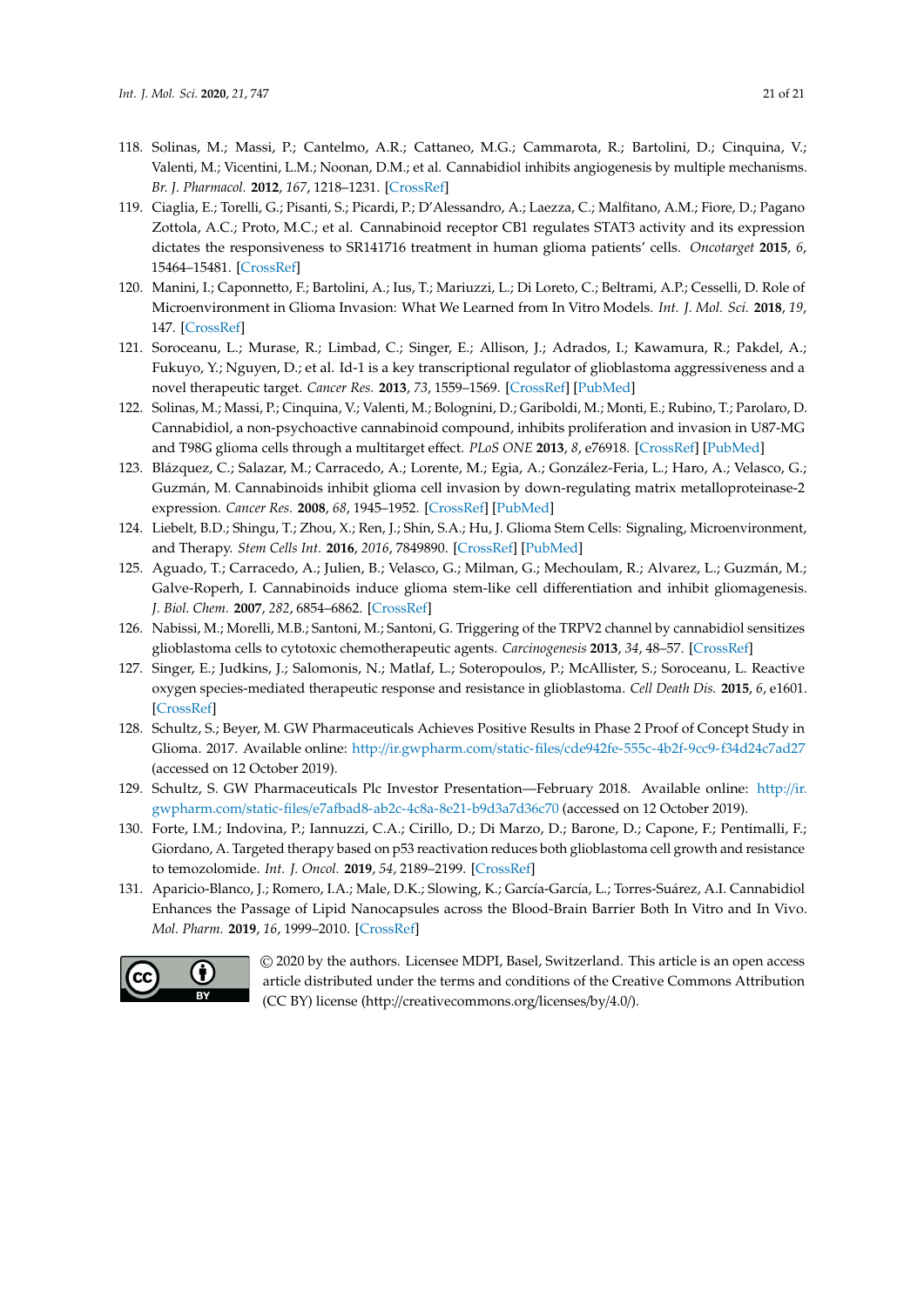118. Solinas, M.; Massi, P.; Cantelmo, A.R.; Cattaneo, M.G.; Cammarota, R.; Bartolini, D.; Cinquina, V.; Valenti, M.; Vicentini, L.M.; Noonan, D.M.; et al. Cannabidiol inhibits angiogenesis by multiple mechanisms. *Br. J. Pharmacol.* **2012**, *167*, 1218–1231. [CrossRef]
119. Ciaglia, E.; Torelli, G.; Pisanti, S.; Picardi, P.; D'Alessandro, A.; Laezza, C.; Malfitano, A.M.; Fiore, D.; Pagano Zottola, A.C.; Proto, M.C.; et al. Cannabinoid receptor CB1 regulates STAT3 activity and its expression dictates the responsiveness to SR141716 treatment in human glioma patients' cells. *Oncotarget* **2015**, *6*, 15464–15481. [CrossRef]
120. Manini, I.; Caponnetto, F.; Bartolini, A.; Ius, T.; Mariuzzi, L.; Di Loreto, C.; Beltrami, A.P.; Cesselli, D. Role of Microenvironment in Glioma Invasion: What We Learned from In Vitro Models. *Int. J. Mol. Sci.* **2018**, *19*, 147. [CrossRef]
121. Soroceanu, L.; Murase, R.; Limbad, C.; Singer, E.; Allison, J.; Adrados, I.; Kawamura, R.; Pakdel, A.; Fukuyo, Y.; Nguyen, D.; et al. Id-1 is a key transcriptional regulator of glioblastoma aggressiveness and a novel therapeutic target. *Cancer Res.* **2013**, *73*, 1559–1569. [CrossRef] [PubMed]
122. Solinas, M.; Massi, P.; Cinquina, V.; Valenti, M.; Bolognini, D.; Gariboldi, M.; Monti, E.; Rubino, T.; Parolaro, D. Cannabidiol, a non-psychoactive cannabinoid compound, inhibits proliferation and invasion in U87-MG and T98G glioma cells through a multitarget effect. *PLoS ONE* **2013**, *8*, e76918. [CrossRef] [PubMed]
123. Blázquez, C.; Salazar, M.; Carracedo, A.; Lorente, M.; Egia, A.; González-Feria, L.; Haro, A.; Velasco, G.; Guzmán, M. Cannabinoids inhibit glioma cell invasion by down-regulating matrix metalloproteinase-2 expression. *Cancer Res.* **2008**, *68*, 1945–1952. [CrossRef] [PubMed]
124. Liebelt, B.D.; Shingu, T.; Zhou, X.; Ren, J.; Shin, S.A.; Hu, J. Glioma Stem Cells: Signaling, Microenvironment, and Therapy. *Stem Cells Int.* **2016**, *2016*, 7849890. [CrossRef] [PubMed]
125. Aguado, T.; Carracedo, A.; Julien, B.; Velasco, G.; Milman, G.; Mechoulam, R.; Alvarez, L.; Guzmán, M.; Galve-Roperh, I. Cannabinoids induce glioma stem-like cell differentiation and inhibit gliomagenesis. *J. Biol. Chem.* **2007**, *282*, 6854–6862. [CrossRef]
126. Nabissi, M.; Morelli, M.B.; Santoni, M.; Santoni, G. Triggering of the TRPV2 channel by cannabidiol sensitizes glioblastoma cells to cytotoxic chemotherapeutic agents. *Carcinogenesis* **2013**, *34*, 48–57. [CrossRef]
127. Singer, E.; Judkins, J.; Salomonis, N.; Matlaf, L.; Soteropoulos, P.; McAllister, S.; Soroceanu, L. Reactive oxygen species-mediated therapeutic response and resistance in glioblastoma. *Cell Death Dis.* **2015**, *6*, e1601. [CrossRef]
128. Schultz, S.; Beyer, M. GW Pharmaceuticals Achieves Positive Results in Phase 2 Proof of Concept Study in Glioma. 2017. Available online: http://ir.gwpharm.com/static-files/cde942fe-555c-4b2f-9cc9-f34d24c7ad27 (accessed on 12 October 2019).
129. Schultz, S. GW Pharmaceuticals Plc Investor Presentation—February 2018. Available online: http://ir.gwpharm.com/static-files/e7afbad8-ab2c-4c8a-8e21-b9d3a7d36c70 (accessed on 12 October 2019).
130. Forte, I.M.; Indovina, P.; Iannuzzi, C.A.; Cirillo, D.; Di Marzo, D.; Barone, D.; Capone, F.; Pentimalli, F.; Giordano, A. Targeted therapy based on p53 reactivation reduces both glioblastoma cell growth and resistance to temozolomide. *Int. J. Oncol.* **2019**, *54*, 2189–2199. [CrossRef]
131. Aparicio-Blanco, J.; Romero, I.A.; Male, D.K.; Slowing, K.; García-García, L.; Torres-Suárez, A.I. Cannabidiol Enhances the Passage of Lipid Nanocapsules across the Blood-Brain Barrier Both In Vitro and In Vivo. *Mol. Pharm.* **2019**, *16*, 1999–2010. [CrossRef]

© 2020 by the authors. Licensee MDPI, Basel, Switzerland. This article is an open access article distributed under the terms and conditions of the Creative Commons Attribution (CC BY) license (http://creativecommons.org/licenses/by/4.0/).